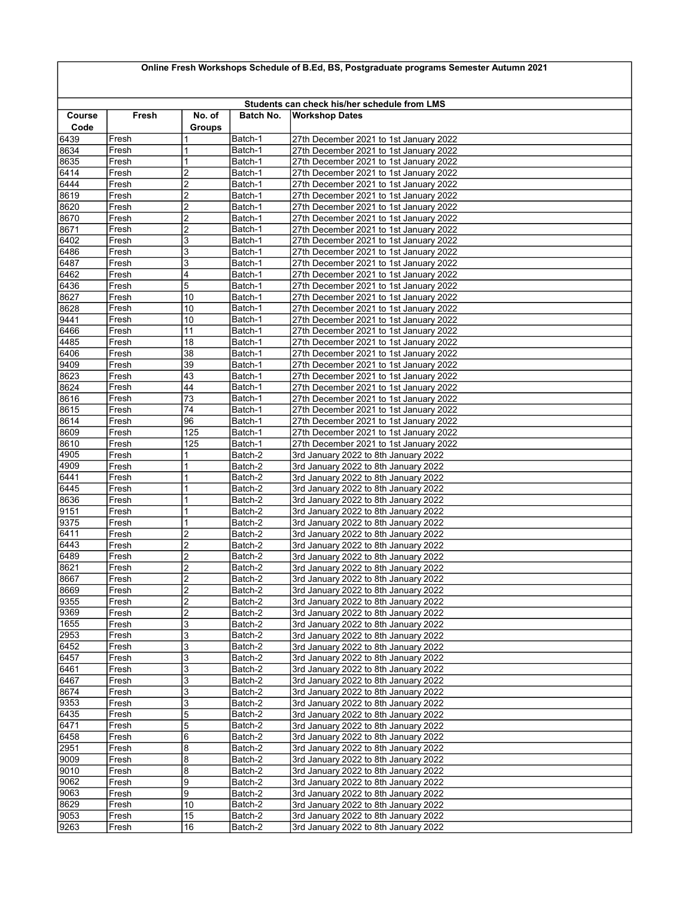# Online Fresh Workshops Schedule of B.Ed, BS, Postgraduate programs Semester Autumn 2021

**Students can check his/her schedule from LMS**

| Course Code | Fresh | No. of Groups | Batch No. | Workshop Dates |
|---|---|---|---|---|
| 6439 | Fresh | 1 | Batch-1 | 27th December 2021 to 1st January 2022 |
| 8634 | Fresh | 1 | Batch-1 | 27th December 2021 to 1st January 2022 |
| 8635 | Fresh | 1 | Batch-1 | 27th December 2021 to 1st January 2022 |
| 6414 | Fresh | 2 | Batch-1 | 27th December 2021 to 1st January 2022 |
| 6444 | Fresh | 2 | Batch-1 | 27th December 2021 to 1st January 2022 |
| 8619 | Fresh | 2 | Batch-1 | 27th December 2021 to 1st January 2022 |
| 8620 | Fresh | 2 | Batch-1 | 27th December 2021 to 1st January 2022 |
| 8670 | Fresh | 2 | Batch-1 | 27th December 2021 to 1st January 2022 |
| 8671 | Fresh | 2 | Batch-1 | 27th December 2021 to 1st January 2022 |
| 6402 | Fresh | 3 | Batch-1 | 27th December 2021 to 1st January 2022 |
| 6486 | Fresh | 3 | Batch-1 | 27th December 2021 to 1st January 2022 |
| 6487 | Fresh | 3 | Batch-1 | 27th December 2021 to 1st January 2022 |
| 6462 | Fresh | 4 | Batch-1 | 27th December 2021 to 1st January 2022 |
| 6436 | Fresh | 5 | Batch-1 | 27th December 2021 to 1st January 2022 |
| 8627 | Fresh | 10 | Batch-1 | 27th December 2021 to 1st January 2022 |
| 8628 | Fresh | 10 | Batch-1 | 27th December 2021 to 1st January 2022 |
| 9441 | Fresh | 10 | Batch-1 | 27th December 2021 to 1st January 2022 |
| 6466 | Fresh | 11 | Batch-1 | 27th December 2021 to 1st January 2022 |
| 4485 | Fresh | 18 | Batch-1 | 27th December 2021 to 1st January 2022 |
| 6406 | Fresh | 38 | Batch-1 | 27th December 2021 to 1st January 2022 |
| 9409 | Fresh | 39 | Batch-1 | 27th December 2021 to 1st January 2022 |
| 8623 | Fresh | 43 | Batch-1 | 27th December 2021 to 1st January 2022 |
| 8624 | Fresh | 44 | Batch-1 | 27th December 2021 to 1st January 2022 |
| 8616 | Fresh | 73 | Batch-1 | 27th December 2021 to 1st January 2022 |
| 8615 | Fresh | 74 | Batch-1 | 27th December 2021 to 1st January 2022 |
| 8614 | Fresh | 96 | Batch-1 | 27th December 2021 to 1st January 2022 |
| 8609 | Fresh | 125 | Batch-1 | 27th December 2021 to 1st January 2022 |
| 8610 | Fresh | 125 | Batch-1 | 27th December 2021 to 1st January 2022 |
| 4905 | Fresh | 1 | Batch-2 | 3rd January 2022 to 8th January 2022 |
| 4909 | Fresh | 1 | Batch-2 | 3rd January 2022 to 8th January 2022 |
| 6441 | Fresh | 1 | Batch-2 | 3rd January 2022 to 8th January 2022 |
| 6445 | Fresh | 1 | Batch-2 | 3rd January 2022 to 8th January 2022 |
| 8636 | Fresh | 1 | Batch-2 | 3rd January 2022 to 8th January 2022 |
| 9151 | Fresh | 1 | Batch-2 | 3rd January 2022 to 8th January 2022 |
| 9375 | Fresh | 1 | Batch-2 | 3rd January 2022 to 8th January 2022 |
| 6411 | Fresh | 2 | Batch-2 | 3rd January 2022 to 8th January 2022 |
| 6443 | Fresh | 2 | Batch-2 | 3rd January 2022 to 8th January 2022 |
| 6489 | Fresh | 2 | Batch-2 | 3rd January 2022 to 8th January 2022 |
| 8621 | Fresh | 2 | Batch-2 | 3rd January 2022 to 8th January 2022 |
| 8667 | Fresh | 2 | Batch-2 | 3rd January 2022 to 8th January 2022 |
| 8669 | Fresh | 2 | Batch-2 | 3rd January 2022 to 8th January 2022 |
| 9355 | Fresh | 2 | Batch-2 | 3rd January 2022 to 8th January 2022 |
| 9369 | Fresh | 2 | Batch-2 | 3rd January 2022 to 8th January 2022 |
| 1655 | Fresh | 3 | Batch-2 | 3rd January 2022 to 8th January 2022 |
| 2953 | Fresh | 3 | Batch-2 | 3rd January 2022 to 8th January 2022 |
| 6452 | Fresh | 3 | Batch-2 | 3rd January 2022 to 8th January 2022 |
| 6457 | Fresh | 3 | Batch-2 | 3rd January 2022 to 8th January 2022 |
| 6461 | Fresh | 3 | Batch-2 | 3rd January 2022 to 8th January 2022 |
| 6467 | Fresh | 3 | Batch-2 | 3rd January 2022 to 8th January 2022 |
| 8674 | Fresh | 3 | Batch-2 | 3rd January 2022 to 8th January 2022 |
| 9353 | Fresh | 3 | Batch-2 | 3rd January 2022 to 8th January 2022 |
| 6435 | Fresh | 5 | Batch-2 | 3rd January 2022 to 8th January 2022 |
| 6471 | Fresh | 5 | Batch-2 | 3rd January 2022 to 8th January 2022 |
| 6458 | Fresh | 6 | Batch-2 | 3rd January 2022 to 8th January 2022 |
| 2951 | Fresh | 8 | Batch-2 | 3rd January 2022 to 8th January 2022 |
| 9009 | Fresh | 8 | Batch-2 | 3rd January 2022 to 8th January 2022 |
| 9010 | Fresh | 8 | Batch-2 | 3rd January 2022 to 8th January 2022 |
| 9062 | Fresh | 9 | Batch-2 | 3rd January 2022 to 8th January 2022 |
| 9063 | Fresh | 9 | Batch-2 | 3rd January 2022 to 8th January 2022 |
| 8629 | Fresh | 10 | Batch-2 | 3rd January 2022 to 8th January 2022 |
| 9053 | Fresh | 15 | Batch-2 | 3rd January 2022 to 8th January 2022 |
| 9263 | Fresh | 16 | Batch-2 | 3rd January 2022 to 8th January 2022 |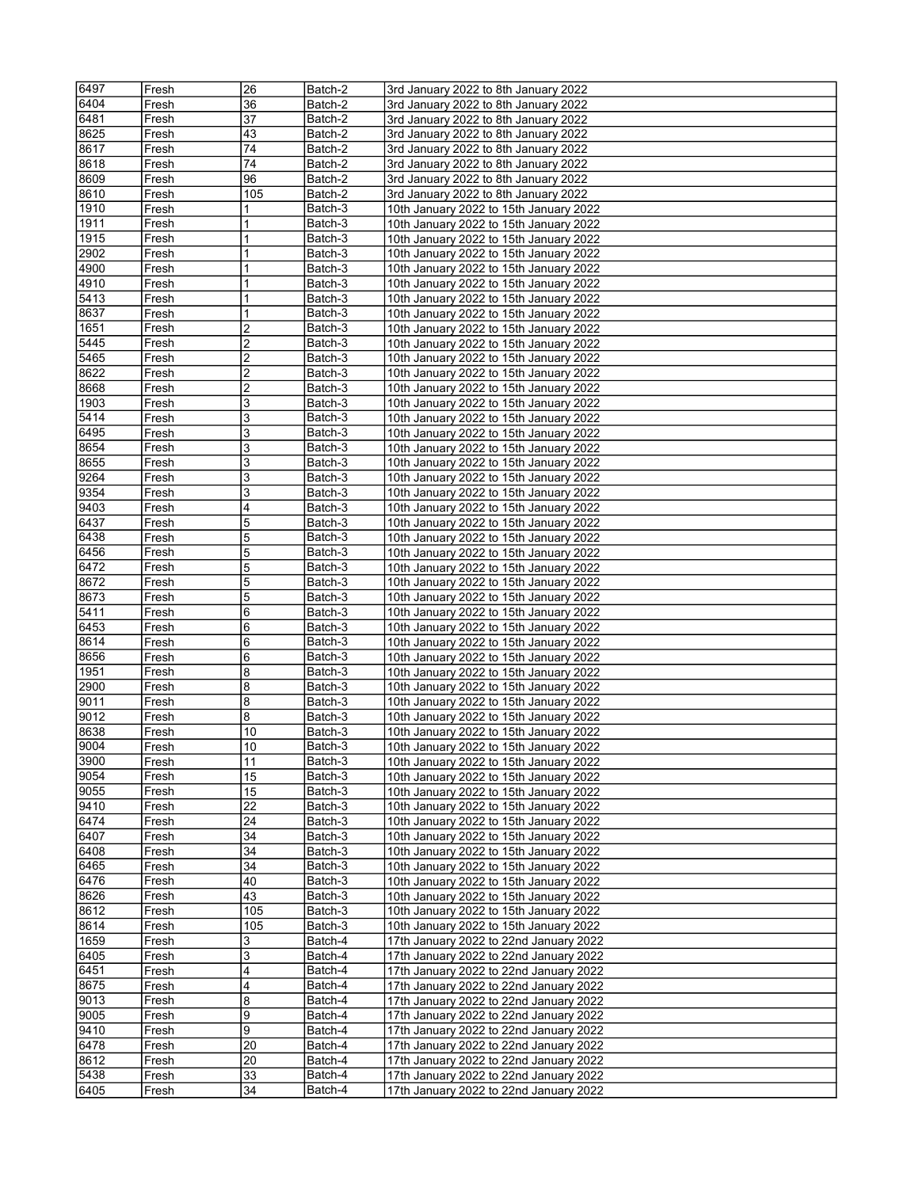| | | | | |
|---|---|---|---|---|
| 6497 | Fresh | 26 | Batch-2 | 3rd January 2022 to 8th January 2022 |
| 6404 | Fresh | 36 | Batch-2 | 3rd January 2022 to 8th January 2022 |
| 6481 | Fresh | 37 | Batch-2 | 3rd January 2022 to 8th January 2022 |
| 8625 | Fresh | 43 | Batch-2 | 3rd January 2022 to 8th January 2022 |
| 8617 | Fresh | 74 | Batch-2 | 3rd January 2022 to 8th January 2022 |
| 8618 | Fresh | 74 | Batch-2 | 3rd January 2022 to 8th January 2022 |
| 8609 | Fresh | 96 | Batch-2 | 3rd January 2022 to 8th January 2022 |
| 8610 | Fresh | 105 | Batch-2 | 3rd January 2022 to 8th January 2022 |
| 1910 | Fresh | 1 | Batch-3 | 10th January 2022 to 15th January 2022 |
| 1911 | Fresh | 1 | Batch-3 | 10th January 2022 to 15th January 2022 |
| 1915 | Fresh | 1 | Batch-3 | 10th January 2022 to 15th January 2022 |
| 2902 | Fresh | 1 | Batch-3 | 10th January 2022 to 15th January 2022 |
| 4900 | Fresh | 1 | Batch-3 | 10th January 2022 to 15th January 2022 |
| 4910 | Fresh | 1 | Batch-3 | 10th January 2022 to 15th January 2022 |
| 5413 | Fresh | 1 | Batch-3 | 10th January 2022 to 15th January 2022 |
| 8637 | Fresh | 1 | Batch-3 | 10th January 2022 to 15th January 2022 |
| 1651 | Fresh | 2 | Batch-3 | 10th January 2022 to 15th January 2022 |
| 5445 | Fresh | 2 | Batch-3 | 10th January 2022 to 15th January 2022 |
| 5465 | Fresh | 2 | Batch-3 | 10th January 2022 to 15th January 2022 |
| 8622 | Fresh | 2 | Batch-3 | 10th January 2022 to 15th January 2022 |
| 8668 | Fresh | 2 | Batch-3 | 10th January 2022 to 15th January 2022 |
| 1903 | Fresh | 3 | Batch-3 | 10th January 2022 to 15th January 2022 |
| 5414 | Fresh | 3 | Batch-3 | 10th January 2022 to 15th January 2022 |
| 6495 | Fresh | 3 | Batch-3 | 10th January 2022 to 15th January 2022 |
| 8654 | Fresh | 3 | Batch-3 | 10th January 2022 to 15th January 2022 |
| 8655 | Fresh | 3 | Batch-3 | 10th January 2022 to 15th January 2022 |
| 9264 | Fresh | 3 | Batch-3 | 10th January 2022 to 15th January 2022 |
| 9354 | Fresh | 3 | Batch-3 | 10th January 2022 to 15th January 2022 |
| 9403 | Fresh | 4 | Batch-3 | 10th January 2022 to 15th January 2022 |
| 6437 | Fresh | 5 | Batch-3 | 10th January 2022 to 15th January 2022 |
| 6438 | Fresh | 5 | Batch-3 | 10th January 2022 to 15th January 2022 |
| 6456 | Fresh | 5 | Batch-3 | 10th January 2022 to 15th January 2022 |
| 6472 | Fresh | 5 | Batch-3 | 10th January 2022 to 15th January 2022 |
| 8672 | Fresh | 5 | Batch-3 | 10th January 2022 to 15th January 2022 |
| 8673 | Fresh | 5 | Batch-3 | 10th January 2022 to 15th January 2022 |
| 5411 | Fresh | 6 | Batch-3 | 10th January 2022 to 15th January 2022 |
| 6453 | Fresh | 6 | Batch-3 | 10th January 2022 to 15th January 2022 |
| 8614 | Fresh | 6 | Batch-3 | 10th January 2022 to 15th January 2022 |
| 8656 | Fresh | 6 | Batch-3 | 10th January 2022 to 15th January 2022 |
| 1951 | Fresh | 8 | Batch-3 | 10th January 2022 to 15th January 2022 |
| 2900 | Fresh | 8 | Batch-3 | 10th January 2022 to 15th January 2022 |
| 9011 | Fresh | 8 | Batch-3 | 10th January 2022 to 15th January 2022 |
| 9012 | Fresh | 8 | Batch-3 | 10th January 2022 to 15th January 2022 |
| 8638 | Fresh | 10 | Batch-3 | 10th January 2022 to 15th January 2022 |
| 9004 | Fresh | 10 | Batch-3 | 10th January 2022 to 15th January 2022 |
| 3900 | Fresh | 11 | Batch-3 | 10th January 2022 to 15th January 2022 |
| 9054 | Fresh | 15 | Batch-3 | 10th January 2022 to 15th January 2022 |
| 9055 | Fresh | 15 | Batch-3 | 10th January 2022 to 15th January 2022 |
| 9410 | Fresh | 22 | Batch-3 | 10th January 2022 to 15th January 2022 |
| 6474 | Fresh | 24 | Batch-3 | 10th January 2022 to 15th January 2022 |
| 6407 | Fresh | 34 | Batch-3 | 10th January 2022 to 15th January 2022 |
| 6408 | Fresh | 34 | Batch-3 | 10th January 2022 to 15th January 2022 |
| 6465 | Fresh | 34 | Batch-3 | 10th January 2022 to 15th January 2022 |
| 6476 | Fresh | 40 | Batch-3 | 10th January 2022 to 15th January 2022 |
| 8626 | Fresh | 43 | Batch-3 | 10th January 2022 to 15th January 2022 |
| 8612 | Fresh | 105 | Batch-3 | 10th January 2022 to 15th January 2022 |
| 8614 | Fresh | 105 | Batch-3 | 10th January 2022 to 15th January 2022 |
| 1659 | Fresh | 3 | Batch-4 | 17th January 2022 to 22nd January 2022 |
| 6405 | Fresh | 3 | Batch-4 | 17th January 2022 to 22nd January 2022 |
| 6451 | Fresh | 4 | Batch-4 | 17th January 2022 to 22nd January 2022 |
| 8675 | Fresh | 4 | Batch-4 | 17th January 2022 to 22nd January 2022 |
| 9013 | Fresh | 8 | Batch-4 | 17th January 2022 to 22nd January 2022 |
| 9005 | Fresh | 9 | Batch-4 | 17th January 2022 to 22nd January 2022 |
| 9410 | Fresh | 9 | Batch-4 | 17th January 2022 to 22nd January 2022 |
| 6478 | Fresh | 20 | Batch-4 | 17th January 2022 to 22nd January 2022 |
| 8612 | Fresh | 20 | Batch-4 | 17th January 2022 to 22nd January 2022 |
| 5438 | Fresh | 33 | Batch-4 | 17th January 2022 to 22nd January 2022 |
| 6405 | Fresh | 34 | Batch-4 | 17th January 2022 to 22nd January 2022 |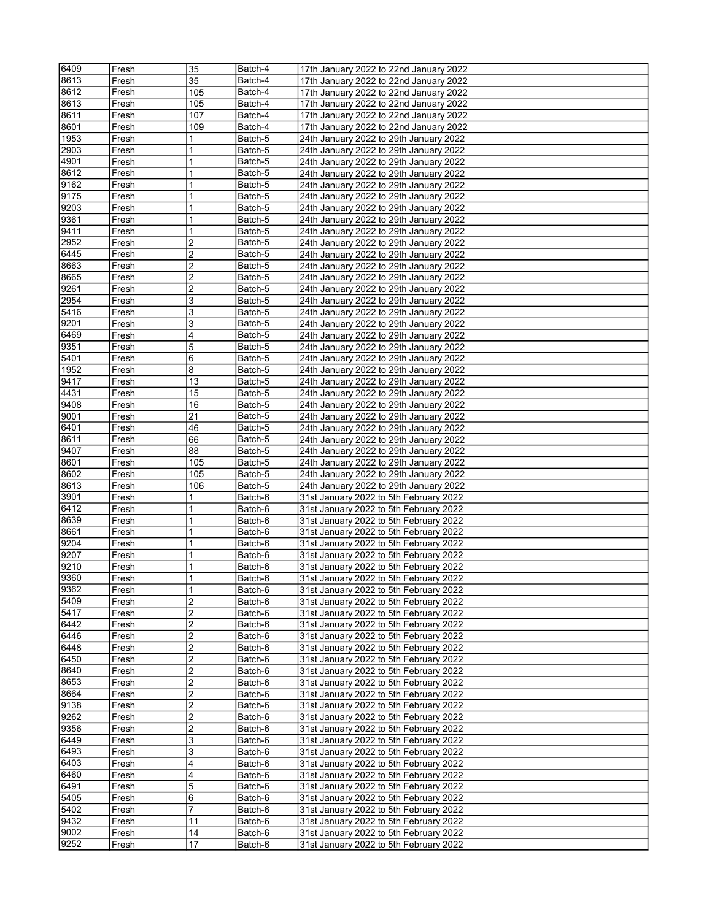| 6409 | Fresh | 35 | Batch-4 | 17th January 2022 to 22nd January 2022 |
|---|---|---|---|---|
| 8613 | Fresh | 35 | Batch-4 | 17th January 2022 to 22nd January 2022 |
| 8612 | Fresh | 105 | Batch-4 | 17th January 2022 to 22nd January 2022 |
| 8613 | Fresh | 105 | Batch-4 | 17th January 2022 to 22nd January 2022 |
| 8611 | Fresh | 107 | Batch-4 | 17th January 2022 to 22nd January 2022 |
| 8601 | Fresh | 109 | Batch-4 | 17th January 2022 to 22nd January 2022 |
| 1953 | Fresh | 1 | Batch-5 | 24th January 2022 to 29th January 2022 |
| 2903 | Fresh | 1 | Batch-5 | 24th January 2022 to 29th January 2022 |
| 4901 | Fresh | 1 | Batch-5 | 24th January 2022 to 29th January 2022 |
| 8612 | Fresh | 1 | Batch-5 | 24th January 2022 to 29th January 2022 |
| 9162 | Fresh | 1 | Batch-5 | 24th January 2022 to 29th January 2022 |
| 9175 | Fresh | 1 | Batch-5 | 24th January 2022 to 29th January 2022 |
| 9203 | Fresh | 1 | Batch-5 | 24th January 2022 to 29th January 2022 |
| 9361 | Fresh | 1 | Batch-5 | 24th January 2022 to 29th January 2022 |
| 9411 | Fresh | 1 | Batch-5 | 24th January 2022 to 29th January 2022 |
| 2952 | Fresh | 2 | Batch-5 | 24th January 2022 to 29th January 2022 |
| 6445 | Fresh | 2 | Batch-5 | 24th January 2022 to 29th January 2022 |
| 8663 | Fresh | 2 | Batch-5 | 24th January 2022 to 29th January 2022 |
| 8665 | Fresh | 2 | Batch-5 | 24th January 2022 to 29th January 2022 |
| 9261 | Fresh | 2 | Batch-5 | 24th January 2022 to 29th January 2022 |
| 2954 | Fresh | 3 | Batch-5 | 24th January 2022 to 29th January 2022 |
| 5416 | Fresh | 3 | Batch-5 | 24th January 2022 to 29th January 2022 |
| 9201 | Fresh | 3 | Batch-5 | 24th January 2022 to 29th January 2022 |
| 6469 | Fresh | 4 | Batch-5 | 24th January 2022 to 29th January 2022 |
| 9351 | Fresh | 5 | Batch-5 | 24th January 2022 to 29th January 2022 |
| 5401 | Fresh | 6 | Batch-5 | 24th January 2022 to 29th January 2022 |
| 1952 | Fresh | 8 | Batch-5 | 24th January 2022 to 29th January 2022 |
| 9417 | Fresh | 13 | Batch-5 | 24th January 2022 to 29th January 2022 |
| 4431 | Fresh | 15 | Batch-5 | 24th January 2022 to 29th January 2022 |
| 9408 | Fresh | 16 | Batch-5 | 24th January 2022 to 29th January 2022 |
| 9001 | Fresh | 21 | Batch-5 | 24th January 2022 to 29th January 2022 |
| 6401 | Fresh | 46 | Batch-5 | 24th January 2022 to 29th January 2022 |
| 8611 | Fresh | 66 | Batch-5 | 24th January 2022 to 29th January 2022 |
| 9407 | Fresh | 88 | Batch-5 | 24th January 2022 to 29th January 2022 |
| 8601 | Fresh | 105 | Batch-5 | 24th January 2022 to 29th January 2022 |
| 8602 | Fresh | 105 | Batch-5 | 24th January 2022 to 29th January 2022 |
| 8613 | Fresh | 106 | Batch-5 | 24th January 2022 to 29th January 2022 |
| 3901 | Fresh | 1 | Batch-6 | 31st January 2022 to 5th February 2022 |
| 6412 | Fresh | 1 | Batch-6 | 31st January 2022 to 5th February 2022 |
| 8639 | Fresh | 1 | Batch-6 | 31st January 2022 to 5th February 2022 |
| 8661 | Fresh | 1 | Batch-6 | 31st January 2022 to 5th February 2022 |
| 9204 | Fresh | 1 | Batch-6 | 31st January 2022 to 5th February 2022 |
| 9207 | Fresh | 1 | Batch-6 | 31st January 2022 to 5th February 2022 |
| 9210 | Fresh | 1 | Batch-6 | 31st January 2022 to 5th February 2022 |
| 9360 | Fresh | 1 | Batch-6 | 31st January 2022 to 5th February 2022 |
| 9362 | Fresh | 1 | Batch-6 | 31st January 2022 to 5th February 2022 |
| 5409 | Fresh | 2 | Batch-6 | 31st January 2022 to 5th February 2022 |
| 5417 | Fresh | 2 | Batch-6 | 31st January 2022 to 5th February 2022 |
| 6442 | Fresh | 2 | Batch-6 | 31st January 2022 to 5th February 2022 |
| 6446 | Fresh | 2 | Batch-6 | 31st January 2022 to 5th February 2022 |
| 6448 | Fresh | 2 | Batch-6 | 31st January 2022 to 5th February 2022 |
| 6450 | Fresh | 2 | Batch-6 | 31st January 2022 to 5th February 2022 |
| 8640 | Fresh | 2 | Batch-6 | 31st January 2022 to 5th February 2022 |
| 8653 | Fresh | 2 | Batch-6 | 31st January 2022 to 5th February 2022 |
| 8664 | Fresh | 2 | Batch-6 | 31st January 2022 to 5th February 2022 |
| 9138 | Fresh | 2 | Batch-6 | 31st January 2022 to 5th February 2022 |
| 9262 | Fresh | 2 | Batch-6 | 31st January 2022 to 5th February 2022 |
| 9356 | Fresh | 2 | Batch-6 | 31st January 2022 to 5th February 2022 |
| 6449 | Fresh | 3 | Batch-6 | 31st January 2022 to 5th February 2022 |
| 6493 | Fresh | 3 | Batch-6 | 31st January 2022 to 5th February 2022 |
| 6403 | Fresh | 4 | Batch-6 | 31st January 2022 to 5th February 2022 |
| 6460 | Fresh | 4 | Batch-6 | 31st January 2022 to 5th February 2022 |
| 6491 | Fresh | 5 | Batch-6 | 31st January 2022 to 5th February 2022 |
| 5405 | Fresh | 6 | Batch-6 | 31st January 2022 to 5th February 2022 |
| 5402 | Fresh | 7 | Batch-6 | 31st January 2022 to 5th February 2022 |
| 9432 | Fresh | 11 | Batch-6 | 31st January 2022 to 5th February 2022 |
| 9002 | Fresh | 14 | Batch-6 | 31st January 2022 to 5th February 2022 |
| 9252 | Fresh | 17 | Batch-6 | 31st January 2022 to 5th February 2022 |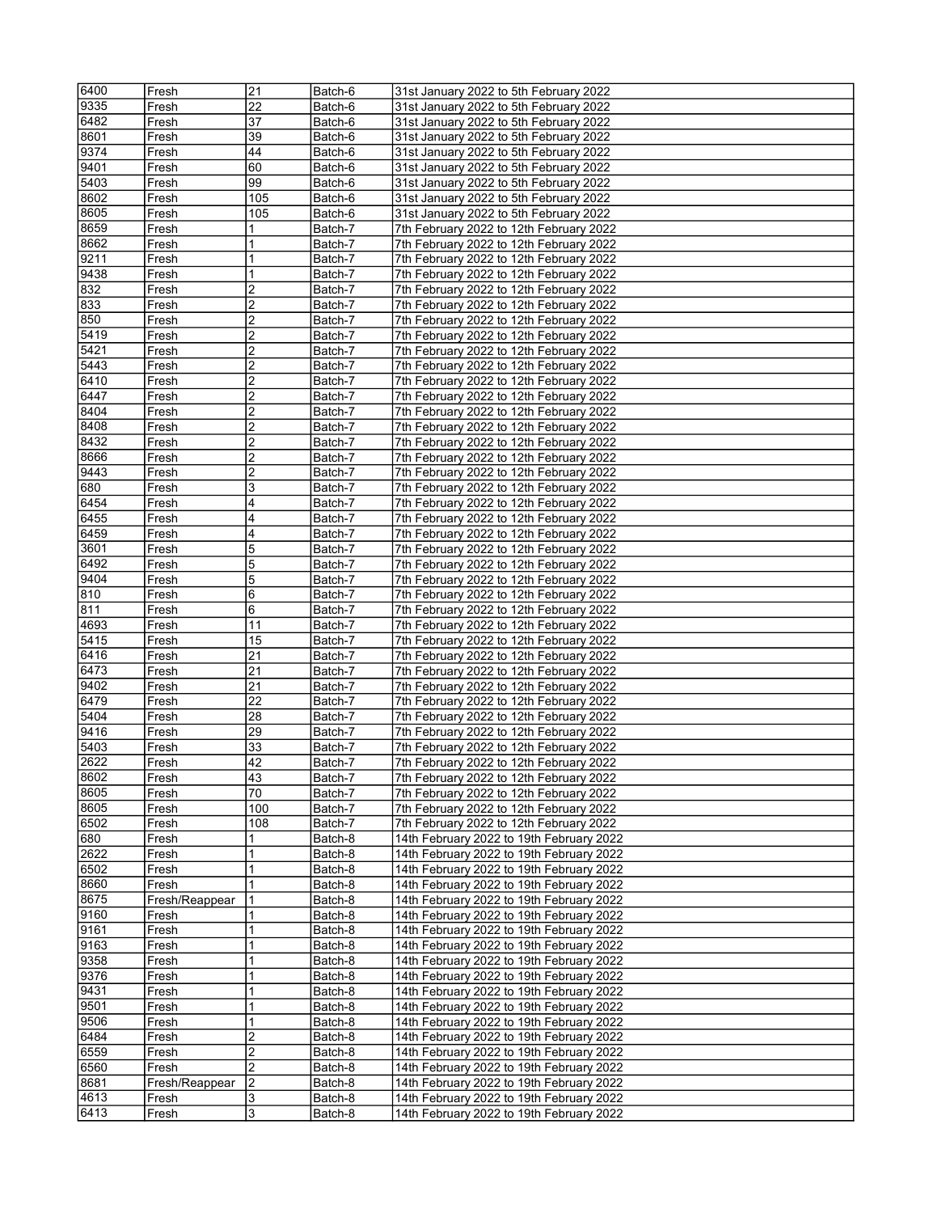| | | | | |
|---|---|---|---|---|
| 6400 | Fresh | 21 | Batch-6 | 31st January 2022 to 5th February 2022 |
| 9335 | Fresh | 22 | Batch-6 | 31st January 2022 to 5th February 2022 |
| 6482 | Fresh | 37 | Batch-6 | 31st January 2022 to 5th February 2022 |
| 8601 | Fresh | 39 | Batch-6 | 31st January 2022 to 5th February 2022 |
| 9374 | Fresh | 44 | Batch-6 | 31st January 2022 to 5th February 2022 |
| 9401 | Fresh | 60 | Batch-6 | 31st January 2022 to 5th February 2022 |
| 5403 | Fresh | 99 | Batch-6 | 31st January 2022 to 5th February 2022 |
| 8602 | Fresh | 105 | Batch-6 | 31st January 2022 to 5th February 2022 |
| 8605 | Fresh | 105 | Batch-6 | 31st January 2022 to 5th February 2022 |
| 8659 | Fresh | 1 | Batch-7 | 7th February 2022 to 12th February 2022 |
| 8662 | Fresh | 1 | Batch-7 | 7th February 2022 to 12th February 2022 |
| 9211 | Fresh | 1 | Batch-7 | 7th February 2022 to 12th February 2022 |
| 9438 | Fresh | 1 | Batch-7 | 7th February 2022 to 12th February 2022 |
| 832 | Fresh | 2 | Batch-7 | 7th February 2022 to 12th February 2022 |
| 833 | Fresh | 2 | Batch-7 | 7th February 2022 to 12th February 2022 |
| 850 | Fresh | 2 | Batch-7 | 7th February 2022 to 12th February 2022 |
| 5419 | Fresh | 2 | Batch-7 | 7th February 2022 to 12th February 2022 |
| 5421 | Fresh | 2 | Batch-7 | 7th February 2022 to 12th February 2022 |
| 5443 | Fresh | 2 | Batch-7 | 7th February 2022 to 12th February 2022 |
| 6410 | Fresh | 2 | Batch-7 | 7th February 2022 to 12th February 2022 |
| 6447 | Fresh | 2 | Batch-7 | 7th February 2022 to 12th February 2022 |
| 8404 | Fresh | 2 | Batch-7 | 7th February 2022 to 12th February 2022 |
| 8408 | Fresh | 2 | Batch-7 | 7th February 2022 to 12th February 2022 |
| 8432 | Fresh | 2 | Batch-7 | 7th February 2022 to 12th February 2022 |
| 8666 | Fresh | 2 | Batch-7 | 7th February 2022 to 12th February 2022 |
| 9443 | Fresh | 2 | Batch-7 | 7th February 2022 to 12th February 2022 |
| 680 | Fresh | 3 | Batch-7 | 7th February 2022 to 12th February 2022 |
| 6454 | Fresh | 4 | Batch-7 | 7th February 2022 to 12th February 2022 |
| 6455 | Fresh | 4 | Batch-7 | 7th February 2022 to 12th February 2022 |
| 6459 | Fresh | 4 | Batch-7 | 7th February 2022 to 12th February 2022 |
| 3601 | Fresh | 5 | Batch-7 | 7th February 2022 to 12th February 2022 |
| 6492 | Fresh | 5 | Batch-7 | 7th February 2022 to 12th February 2022 |
| 9404 | Fresh | 5 | Batch-7 | 7th February 2022 to 12th February 2022 |
| 810 | Fresh | 6 | Batch-7 | 7th February 2022 to 12th February 2022 |
| 811 | Fresh | 6 | Batch-7 | 7th February 2022 to 12th February 2022 |
| 4693 | Fresh | 11 | Batch-7 | 7th February 2022 to 12th February 2022 |
| 5415 | Fresh | 15 | Batch-7 | 7th February 2022 to 12th February 2022 |
| 6416 | Fresh | 21 | Batch-7 | 7th February 2022 to 12th February 2022 |
| 6473 | Fresh | 21 | Batch-7 | 7th February 2022 to 12th February 2022 |
| 9402 | Fresh | 21 | Batch-7 | 7th February 2022 to 12th February 2022 |
| 6479 | Fresh | 22 | Batch-7 | 7th February 2022 to 12th February 2022 |
| 5404 | Fresh | 28 | Batch-7 | 7th February 2022 to 12th February 2022 |
| 9416 | Fresh | 29 | Batch-7 | 7th February 2022 to 12th February 2022 |
| 5403 | Fresh | 33 | Batch-7 | 7th February 2022 to 12th February 2022 |
| 2622 | Fresh | 42 | Batch-7 | 7th February 2022 to 12th February 2022 |
| 8602 | Fresh | 43 | Batch-7 | 7th February 2022 to 12th February 2022 |
| 8605 | Fresh | 70 | Batch-7 | 7th February 2022 to 12th February 2022 |
| 8605 | Fresh | 100 | Batch-7 | 7th February 2022 to 12th February 2022 |
| 6502 | Fresh | 108 | Batch-7 | 7th February 2022 to 12th February 2022 |
| 680 | Fresh | 1 | Batch-8 | 14th February 2022 to 19th February 2022 |
| 2622 | Fresh | 1 | Batch-8 | 14th February 2022 to 19th February 2022 |
| 6502 | Fresh | 1 | Batch-8 | 14th February 2022 to 19th February 2022 |
| 8660 | Fresh | 1 | Batch-8 | 14th February 2022 to 19th February 2022 |
| 8675 | Fresh/Reappear | 1 | Batch-8 | 14th February 2022 to 19th February 2022 |
| 9160 | Fresh | 1 | Batch-8 | 14th February 2022 to 19th February 2022 |
| 9161 | Fresh | 1 | Batch-8 | 14th February 2022 to 19th February 2022 |
| 9163 | Fresh | 1 | Batch-8 | 14th February 2022 to 19th February 2022 |
| 9358 | Fresh | 1 | Batch-8 | 14th February 2022 to 19th February 2022 |
| 9376 | Fresh | 1 | Batch-8 | 14th February 2022 to 19th February 2022 |
| 9431 | Fresh | 1 | Batch-8 | 14th February 2022 to 19th February 2022 |
| 9501 | Fresh | 1 | Batch-8 | 14th February 2022 to 19th February 2022 |
| 9506 | Fresh | 1 | Batch-8 | 14th February 2022 to 19th February 2022 |
| 6484 | Fresh | 2 | Batch-8 | 14th February 2022 to 19th February 2022 |
| 6559 | Fresh | 2 | Batch-8 | 14th February 2022 to 19th February 2022 |
| 6560 | Fresh | 2 | Batch-8 | 14th February 2022 to 19th February 2022 |
| 8681 | Fresh/Reappear | 2 | Batch-8 | 14th February 2022 to 19th February 2022 |
| 4613 | Fresh | 3 | Batch-8 | 14th February 2022 to 19th February 2022 |
| 6413 | Fresh | 3 | Batch-8 | 14th February 2022 to 19th February 2022 |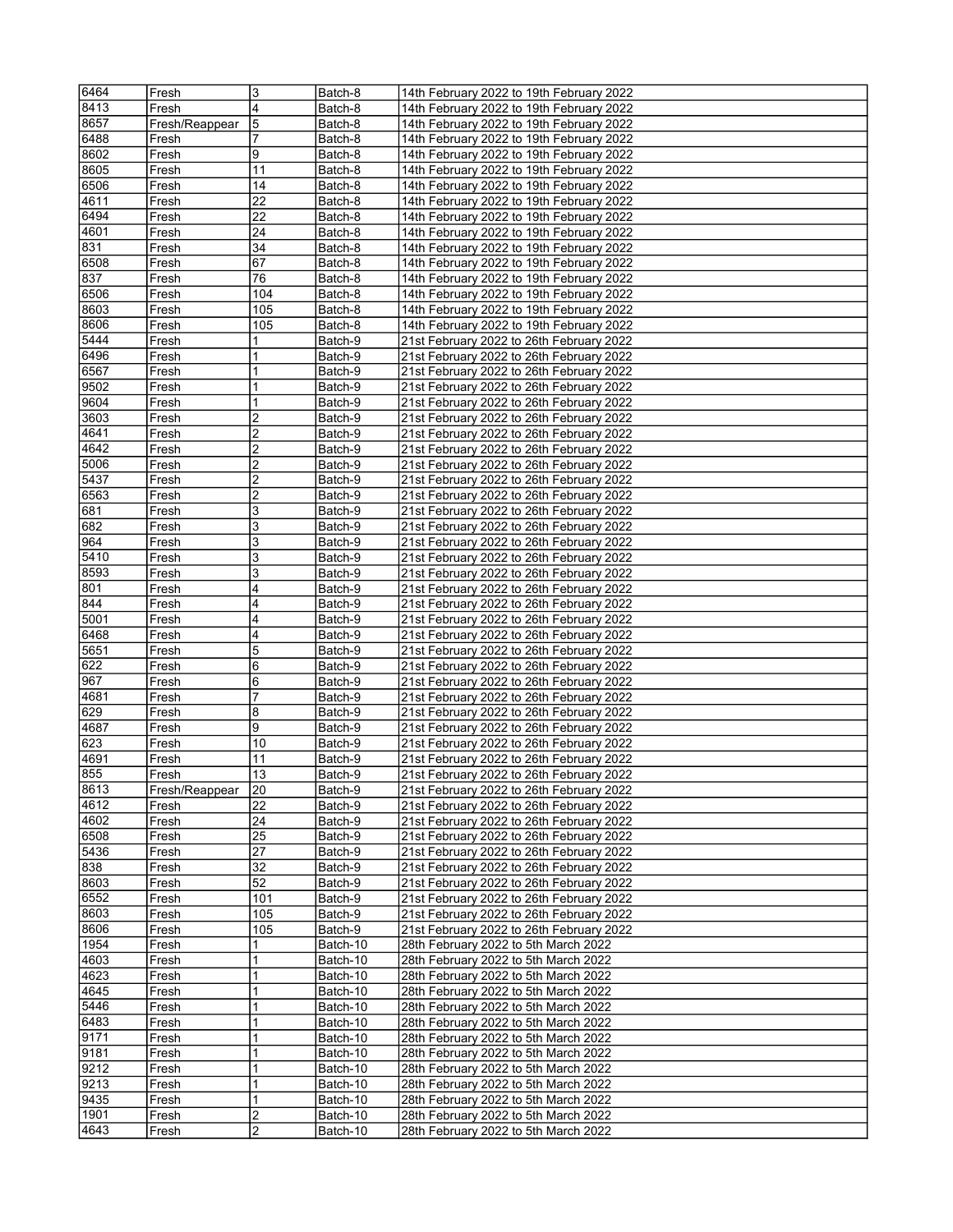| | | | | |
|---|---|---|---|---|
| 6464 | Fresh | 3 | Batch-8 | 14th February 2022 to 19th February 2022 |
| 8413 | Fresh | 4 | Batch-8 | 14th February 2022 to 19th February 2022 |
| 8657 | Fresh/Reappear | 5 | Batch-8 | 14th February 2022 to 19th February 2022 |
| 6488 | Fresh | 7 | Batch-8 | 14th February 2022 to 19th February 2022 |
| 8602 | Fresh | 9 | Batch-8 | 14th February 2022 to 19th February 2022 |
| 8605 | Fresh | 11 | Batch-8 | 14th February 2022 to 19th February 2022 |
| 6506 | Fresh | 14 | Batch-8 | 14th February 2022 to 19th February 2022 |
| 4611 | Fresh | 22 | Batch-8 | 14th February 2022 to 19th February 2022 |
| 6494 | Fresh | 22 | Batch-8 | 14th February 2022 to 19th February 2022 |
| 4601 | Fresh | 24 | Batch-8 | 14th February 2022 to 19th February 2022 |
| 831 | Fresh | 34 | Batch-8 | 14th February 2022 to 19th February 2022 |
| 6508 | Fresh | 67 | Batch-8 | 14th February 2022 to 19th February 2022 |
| 837 | Fresh | 76 | Batch-8 | 14th February 2022 to 19th February 2022 |
| 6506 | Fresh | 104 | Batch-8 | 14th February 2022 to 19th February 2022 |
| 8603 | Fresh | 105 | Batch-8 | 14th February 2022 to 19th February 2022 |
| 8606 | Fresh | 105 | Batch-8 | 14th February 2022 to 19th February 2022 |
| 5444 | Fresh | 1 | Batch-9 | 21st February 2022 to 26th February 2022 |
| 6496 | Fresh | 1 | Batch-9 | 21st February 2022 to 26th February 2022 |
| 6567 | Fresh | 1 | Batch-9 | 21st February 2022 to 26th February 2022 |
| 9502 | Fresh | 1 | Batch-9 | 21st February 2022 to 26th February 2022 |
| 9604 | Fresh | 1 | Batch-9 | 21st February 2022 to 26th February 2022 |
| 3603 | Fresh | 2 | Batch-9 | 21st February 2022 to 26th February 2022 |
| 4641 | Fresh | 2 | Batch-9 | 21st February 2022 to 26th February 2022 |
| 4642 | Fresh | 2 | Batch-9 | 21st February 2022 to 26th February 2022 |
| 5006 | Fresh | 2 | Batch-9 | 21st February 2022 to 26th February 2022 |
| 5437 | Fresh | 2 | Batch-9 | 21st February 2022 to 26th February 2022 |
| 6563 | Fresh | 2 | Batch-9 | 21st February 2022 to 26th February 2022 |
| 681 | Fresh | 3 | Batch-9 | 21st February 2022 to 26th February 2022 |
| 682 | Fresh | 3 | Batch-9 | 21st February 2022 to 26th February 2022 |
| 964 | Fresh | 3 | Batch-9 | 21st February 2022 to 26th February 2022 |
| 5410 | Fresh | 3 | Batch-9 | 21st February 2022 to 26th February 2022 |
| 8593 | Fresh | 3 | Batch-9 | 21st February 2022 to 26th February 2022 |
| 801 | Fresh | 4 | Batch-9 | 21st February 2022 to 26th February 2022 |
| 844 | Fresh | 4 | Batch-9 | 21st February 2022 to 26th February 2022 |
| 5001 | Fresh | 4 | Batch-9 | 21st February 2022 to 26th February 2022 |
| 6468 | Fresh | 4 | Batch-9 | 21st February 2022 to 26th February 2022 |
| 5651 | Fresh | 5 | Batch-9 | 21st February 2022 to 26th February 2022 |
| 622 | Fresh | 6 | Batch-9 | 21st February 2022 to 26th February 2022 |
| 967 | Fresh | 6 | Batch-9 | 21st February 2022 to 26th February 2022 |
| 4681 | Fresh | 7 | Batch-9 | 21st February 2022 to 26th February 2022 |
| 629 | Fresh | 8 | Batch-9 | 21st February 2022 to 26th February 2022 |
| 4687 | Fresh | 9 | Batch-9 | 21st February 2022 to 26th February 2022 |
| 623 | Fresh | 10 | Batch-9 | 21st February 2022 to 26th February 2022 |
| 4691 | Fresh | 11 | Batch-9 | 21st February 2022 to 26th February 2022 |
| 855 | Fresh | 13 | Batch-9 | 21st February 2022 to 26th February 2022 |
| 8613 | Fresh/Reappear | 20 | Batch-9 | 21st February 2022 to 26th February 2022 |
| 4612 | Fresh | 22 | Batch-9 | 21st February 2022 to 26th February 2022 |
| 4602 | Fresh | 24 | Batch-9 | 21st February 2022 to 26th February 2022 |
| 6508 | Fresh | 25 | Batch-9 | 21st February 2022 to 26th February 2022 |
| 5436 | Fresh | 27 | Batch-9 | 21st February 2022 to 26th February 2022 |
| 838 | Fresh | 32 | Batch-9 | 21st February 2022 to 26th February 2022 |
| 8603 | Fresh | 52 | Batch-9 | 21st February 2022 to 26th February 2022 |
| 6552 | Fresh | 101 | Batch-9 | 21st February 2022 to 26th February 2022 |
| 8603 | Fresh | 105 | Batch-9 | 21st February 2022 to 26th February 2022 |
| 8606 | Fresh | 105 | Batch-9 | 21st February 2022 to 26th February 2022 |
| 1954 | Fresh | 1 | Batch-10 | 28th February 2022 to 5th March 2022 |
| 4603 | Fresh | 1 | Batch-10 | 28th February 2022 to 5th March 2022 |
| 4623 | Fresh | 1 | Batch-10 | 28th February 2022 to 5th March 2022 |
| 4645 | Fresh | 1 | Batch-10 | 28th February 2022 to 5th March 2022 |
| 5446 | Fresh | 1 | Batch-10 | 28th February 2022 to 5th March 2022 |
| 6483 | Fresh | 1 | Batch-10 | 28th February 2022 to 5th March 2022 |
| 9171 | Fresh | 1 | Batch-10 | 28th February 2022 to 5th March 2022 |
| 9181 | Fresh | 1 | Batch-10 | 28th February 2022 to 5th March 2022 |
| 9212 | Fresh | 1 | Batch-10 | 28th February 2022 to 5th March 2022 |
| 9213 | Fresh | 1 | Batch-10 | 28th February 2022 to 5th March 2022 |
| 9435 | Fresh | 1 | Batch-10 | 28th February 2022 to 5th March 2022 |
| 1901 | Fresh | 2 | Batch-10 | 28th February 2022 to 5th March 2022 |
| 4643 | Fresh | 2 | Batch-10 | 28th February 2022 to 5th March 2022 |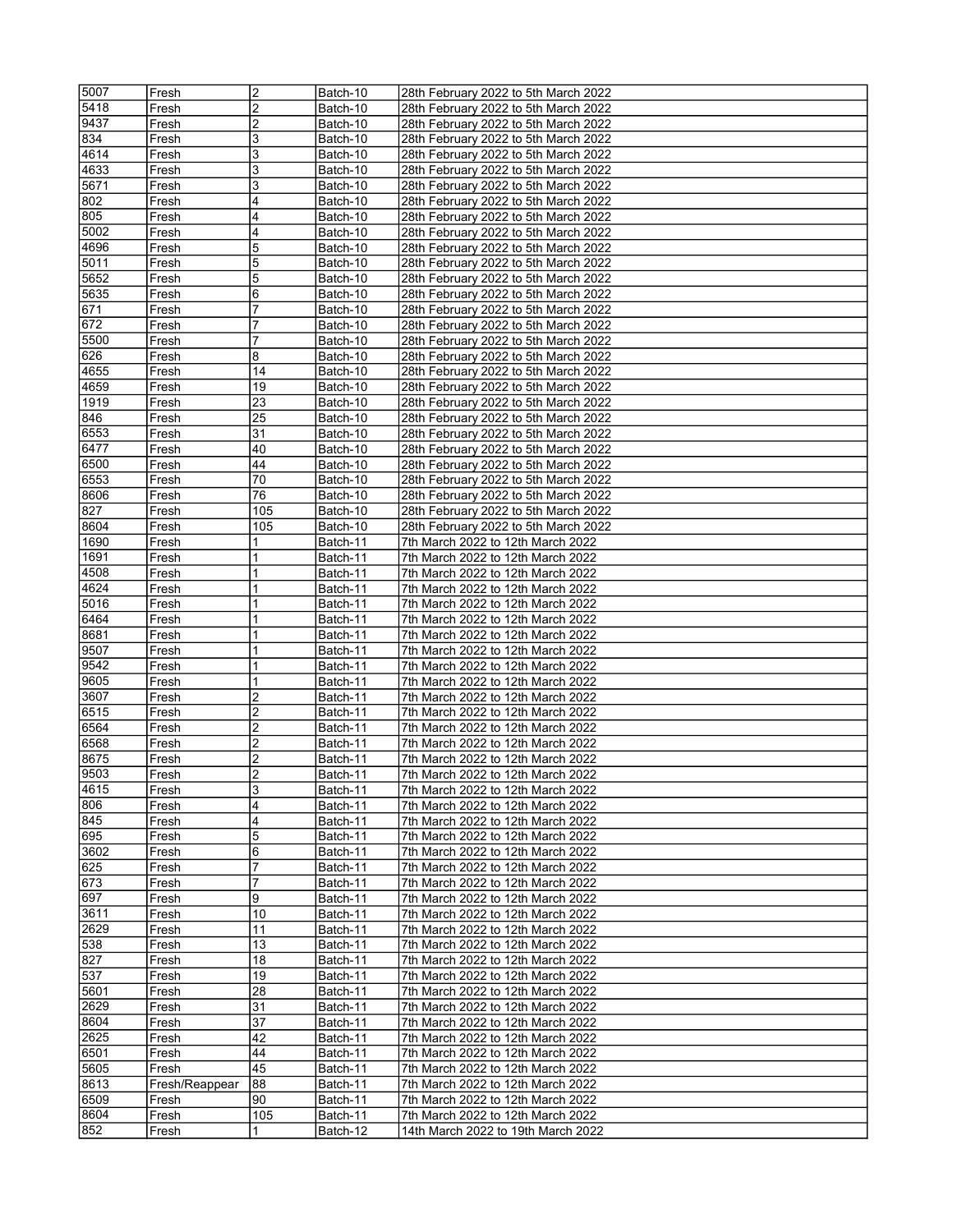| | | | | |
|---|---|---|---|---|
| 5007 | Fresh | 2 | Batch-10 | 28th February 2022 to 5th March 2022 |
| 5418 | Fresh | 2 | Batch-10 | 28th February 2022 to 5th March 2022 |
| 9437 | Fresh | 2 | Batch-10 | 28th February 2022 to 5th March 2022 |
| 834 | Fresh | 3 | Batch-10 | 28th February 2022 to 5th March 2022 |
| 4614 | Fresh | 3 | Batch-10 | 28th February 2022 to 5th March 2022 |
| 4633 | Fresh | 3 | Batch-10 | 28th February 2022 to 5th March 2022 |
| 5671 | Fresh | 3 | Batch-10 | 28th February 2022 to 5th March 2022 |
| 802 | Fresh | 4 | Batch-10 | 28th February 2022 to 5th March 2022 |
| 805 | Fresh | 4 | Batch-10 | 28th February 2022 to 5th March 2022 |
| 5002 | Fresh | 4 | Batch-10 | 28th February 2022 to 5th March 2022 |
| 4696 | Fresh | 5 | Batch-10 | 28th February 2022 to 5th March 2022 |
| 5011 | Fresh | 5 | Batch-10 | 28th February 2022 to 5th March 2022 |
| 5652 | Fresh | 5 | Batch-10 | 28th February 2022 to 5th March 2022 |
| 5635 | Fresh | 6 | Batch-10 | 28th February 2022 to 5th March 2022 |
| 671 | Fresh | 7 | Batch-10 | 28th February 2022 to 5th March 2022 |
| 672 | Fresh | 7 | Batch-10 | 28th February 2022 to 5th March 2022 |
| 5500 | Fresh | 7 | Batch-10 | 28th February 2022 to 5th March 2022 |
| 626 | Fresh | 8 | Batch-10 | 28th February 2022 to 5th March 2022 |
| 4655 | Fresh | 14 | Batch-10 | 28th February 2022 to 5th March 2022 |
| 4659 | Fresh | 19 | Batch-10 | 28th February 2022 to 5th March 2022 |
| 1919 | Fresh | 23 | Batch-10 | 28th February 2022 to 5th March 2022 |
| 846 | Fresh | 25 | Batch-10 | 28th February 2022 to 5th March 2022 |
| 6553 | Fresh | 31 | Batch-10 | 28th February 2022 to 5th March 2022 |
| 6477 | Fresh | 40 | Batch-10 | 28th February 2022 to 5th March 2022 |
| 6500 | Fresh | 44 | Batch-10 | 28th February 2022 to 5th March 2022 |
| 6553 | Fresh | 70 | Batch-10 | 28th February 2022 to 5th March 2022 |
| 8606 | Fresh | 76 | Batch-10 | 28th February 2022 to 5th March 2022 |
| 827 | Fresh | 105 | Batch-10 | 28th February 2022 to 5th March 2022 |
| 8604 | Fresh | 105 | Batch-10 | 28th February 2022 to 5th March 2022 |
| 1690 | Fresh | 1 | Batch-11 | 7th March 2022 to 12th March 2022 |
| 1691 | Fresh | 1 | Batch-11 | 7th March 2022 to 12th March 2022 |
| 4508 | Fresh | 1 | Batch-11 | 7th March 2022 to 12th March 2022 |
| 4624 | Fresh | 1 | Batch-11 | 7th March 2022 to 12th March 2022 |
| 5016 | Fresh | 1 | Batch-11 | 7th March 2022 to 12th March 2022 |
| 6464 | Fresh | 1 | Batch-11 | 7th March 2022 to 12th March 2022 |
| 8681 | Fresh | 1 | Batch-11 | 7th March 2022 to 12th March 2022 |
| 9507 | Fresh | 1 | Batch-11 | 7th March 2022 to 12th March 2022 |
| 9542 | Fresh | 1 | Batch-11 | 7th March 2022 to 12th March 2022 |
| 9605 | Fresh | 1 | Batch-11 | 7th March 2022 to 12th March 2022 |
| 3607 | Fresh | 2 | Batch-11 | 7th March 2022 to 12th March 2022 |
| 6515 | Fresh | 2 | Batch-11 | 7th March 2022 to 12th March 2022 |
| 6564 | Fresh | 2 | Batch-11 | 7th March 2022 to 12th March 2022 |
| 6568 | Fresh | 2 | Batch-11 | 7th March 2022 to 12th March 2022 |
| 8675 | Fresh | 2 | Batch-11 | 7th March 2022 to 12th March 2022 |
| 9503 | Fresh | 2 | Batch-11 | 7th March 2022 to 12th March 2022 |
| 4615 | Fresh | 3 | Batch-11 | 7th March 2022 to 12th March 2022 |
| 806 | Fresh | 4 | Batch-11 | 7th March 2022 to 12th March 2022 |
| 845 | Fresh | 4 | Batch-11 | 7th March 2022 to 12th March 2022 |
| 695 | Fresh | 5 | Batch-11 | 7th March 2022 to 12th March 2022 |
| 3602 | Fresh | 6 | Batch-11 | 7th March 2022 to 12th March 2022 |
| 625 | Fresh | 7 | Batch-11 | 7th March 2022 to 12th March 2022 |
| 673 | Fresh | 7 | Batch-11 | 7th March 2022 to 12th March 2022 |
| 697 | Fresh | 9 | Batch-11 | 7th March 2022 to 12th March 2022 |
| 3611 | Fresh | 10 | Batch-11 | 7th March 2022 to 12th March 2022 |
| 2629 | Fresh | 11 | Batch-11 | 7th March 2022 to 12th March 2022 |
| 538 | Fresh | 13 | Batch-11 | 7th March 2022 to 12th March 2022 |
| 827 | Fresh | 18 | Batch-11 | 7th March 2022 to 12th March 2022 |
| 537 | Fresh | 19 | Batch-11 | 7th March 2022 to 12th March 2022 |
| 5601 | Fresh | 28 | Batch-11 | 7th March 2022 to 12th March 2022 |
| 2629 | Fresh | 31 | Batch-11 | 7th March 2022 to 12th March 2022 |
| 8604 | Fresh | 37 | Batch-11 | 7th March 2022 to 12th March 2022 |
| 2625 | Fresh | 42 | Batch-11 | 7th March 2022 to 12th March 2022 |
| 6501 | Fresh | 44 | Batch-11 | 7th March 2022 to 12th March 2022 |
| 5605 | Fresh | 45 | Batch-11 | 7th March 2022 to 12th March 2022 |
| 8613 | Fresh/Reappear | 88 | Batch-11 | 7th March 2022 to 12th March 2022 |
| 6509 | Fresh | 90 | Batch-11 | 7th March 2022 to 12th March 2022 |
| 8604 | Fresh | 105 | Batch-11 | 7th March 2022 to 12th March 2022 |
| 852 | Fresh | 1 | Batch-12 | 14th March 2022 to 19th March 2022 |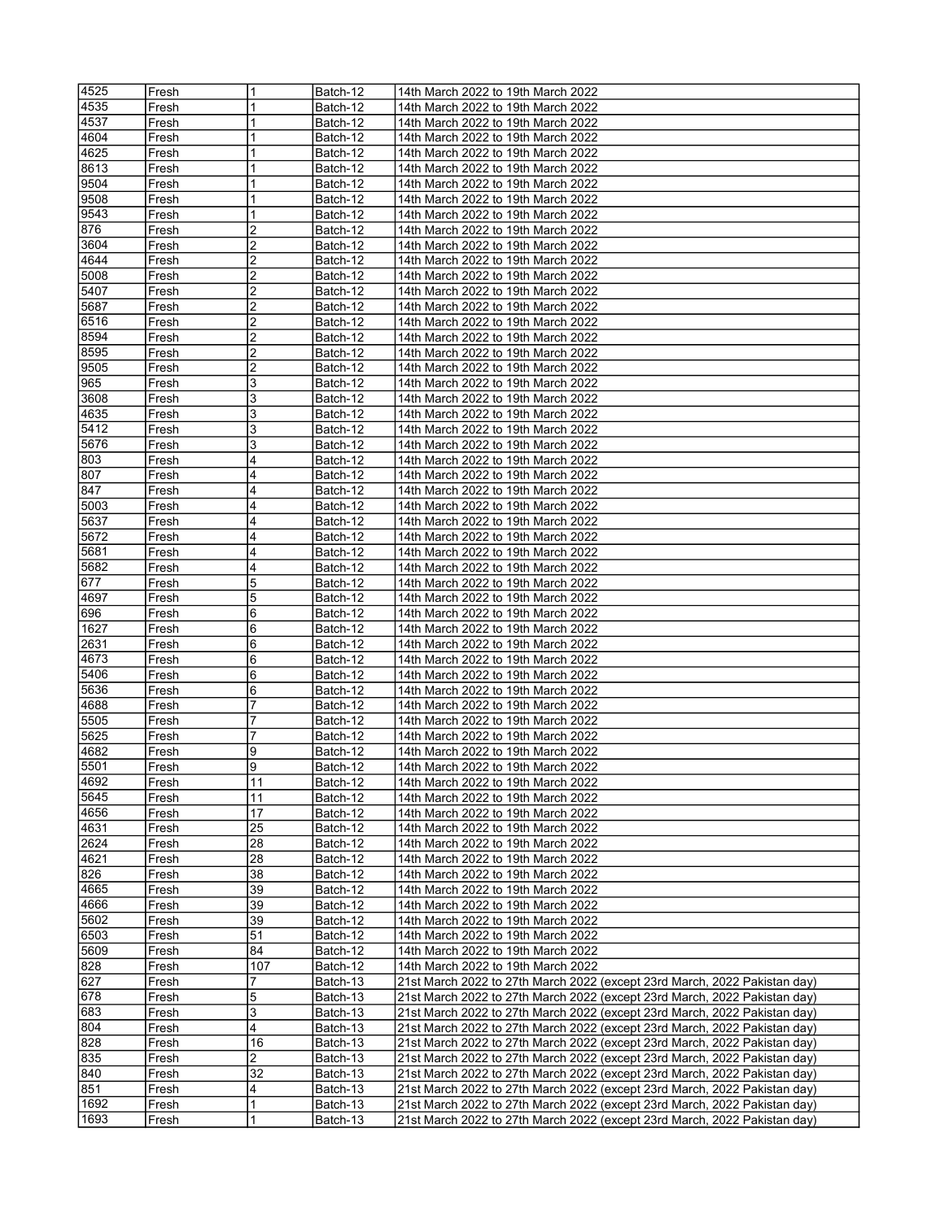| | | | | |
|---|---|---|---|---|
| 4525 | Fresh | 1 | Batch-12 | 14th March 2022 to 19th March 2022 |
| 4535 | Fresh | 1 | Batch-12 | 14th March 2022 to 19th March 2022 |
| 4537 | Fresh | 1 | Batch-12 | 14th March 2022 to 19th March 2022 |
| 4604 | Fresh | 1 | Batch-12 | 14th March 2022 to 19th March 2022 |
| 4625 | Fresh | 1 | Batch-12 | 14th March 2022 to 19th March 2022 |
| 8613 | Fresh | 1 | Batch-12 | 14th March 2022 to 19th March 2022 |
| 9504 | Fresh | 1 | Batch-12 | 14th March 2022 to 19th March 2022 |
| 9508 | Fresh | 1 | Batch-12 | 14th March 2022 to 19th March 2022 |
| 9543 | Fresh | 1 | Batch-12 | 14th March 2022 to 19th March 2022 |
| 876 | Fresh | 2 | Batch-12 | 14th March 2022 to 19th March 2022 |
| 3604 | Fresh | 2 | Batch-12 | 14th March 2022 to 19th March 2022 |
| 4644 | Fresh | 2 | Batch-12 | 14th March 2022 to 19th March 2022 |
| 5008 | Fresh | 2 | Batch-12 | 14th March 2022 to 19th March 2022 |
| 5407 | Fresh | 2 | Batch-12 | 14th March 2022 to 19th March 2022 |
| 5687 | Fresh | 2 | Batch-12 | 14th March 2022 to 19th March 2022 |
| 6516 | Fresh | 2 | Batch-12 | 14th March 2022 to 19th March 2022 |
| 8594 | Fresh | 2 | Batch-12 | 14th March 2022 to 19th March 2022 |
| 8595 | Fresh | 2 | Batch-12 | 14th March 2022 to 19th March 2022 |
| 9505 | Fresh | 2 | Batch-12 | 14th March 2022 to 19th March 2022 |
| 965 | Fresh | 3 | Batch-12 | 14th March 2022 to 19th March 2022 |
| 3608 | Fresh | 3 | Batch-12 | 14th March 2022 to 19th March 2022 |
| 4635 | Fresh | 3 | Batch-12 | 14th March 2022 to 19th March 2022 |
| 5412 | Fresh | 3 | Batch-12 | 14th March 2022 to 19th March 2022 |
| 5676 | Fresh | 3 | Batch-12 | 14th March 2022 to 19th March 2022 |
| 803 | Fresh | 4 | Batch-12 | 14th March 2022 to 19th March 2022 |
| 807 | Fresh | 4 | Batch-12 | 14th March 2022 to 19th March 2022 |
| 847 | Fresh | 4 | Batch-12 | 14th March 2022 to 19th March 2022 |
| 5003 | Fresh | 4 | Batch-12 | 14th March 2022 to 19th March 2022 |
| 5637 | Fresh | 4 | Batch-12 | 14th March 2022 to 19th March 2022 |
| 5672 | Fresh | 4 | Batch-12 | 14th March 2022 to 19th March 2022 |
| 5681 | Fresh | 4 | Batch-12 | 14th March 2022 to 19th March 2022 |
| 5682 | Fresh | 4 | Batch-12 | 14th March 2022 to 19th March 2022 |
| 677 | Fresh | 5 | Batch-12 | 14th March 2022 to 19th March 2022 |
| 4697 | Fresh | 5 | Batch-12 | 14th March 2022 to 19th March 2022 |
| 696 | Fresh | 6 | Batch-12 | 14th March 2022 to 19th March 2022 |
| 1627 | Fresh | 6 | Batch-12 | 14th March 2022 to 19th March 2022 |
| 2631 | Fresh | 6 | Batch-12 | 14th March 2022 to 19th March 2022 |
| 4673 | Fresh | 6 | Batch-12 | 14th March 2022 to 19th March 2022 |
| 5406 | Fresh | 6 | Batch-12 | 14th March 2022 to 19th March 2022 |
| 5636 | Fresh | 6 | Batch-12 | 14th March 2022 to 19th March 2022 |
| 4688 | Fresh | 7 | Batch-12 | 14th March 2022 to 19th March 2022 |
| 5505 | Fresh | 7 | Batch-12 | 14th March 2022 to 19th March 2022 |
| 5625 | Fresh | 7 | Batch-12 | 14th March 2022 to 19th March 2022 |
| 4682 | Fresh | 9 | Batch-12 | 14th March 2022 to 19th March 2022 |
| 5501 | Fresh | 9 | Batch-12 | 14th March 2022 to 19th March 2022 |
| 4692 | Fresh | 11 | Batch-12 | 14th March 2022 to 19th March 2022 |
| 5645 | Fresh | 11 | Batch-12 | 14th March 2022 to 19th March 2022 |
| 4656 | Fresh | 17 | Batch-12 | 14th March 2022 to 19th March 2022 |
| 4631 | Fresh | 25 | Batch-12 | 14th March 2022 to 19th March 2022 |
| 2624 | Fresh | 28 | Batch-12 | 14th March 2022 to 19th March 2022 |
| 4621 | Fresh | 28 | Batch-12 | 14th March 2022 to 19th March 2022 |
| 826 | Fresh | 38 | Batch-12 | 14th March 2022 to 19th March 2022 |
| 4665 | Fresh | 39 | Batch-12 | 14th March 2022 to 19th March 2022 |
| 4666 | Fresh | 39 | Batch-12 | 14th March 2022 to 19th March 2022 |
| 5602 | Fresh | 39 | Batch-12 | 14th March 2022 to 19th March 2022 |
| 6503 | Fresh | 51 | Batch-12 | 14th March 2022 to 19th March 2022 |
| 5609 | Fresh | 84 | Batch-12 | 14th March 2022 to 19th March 2022 |
| 828 | Fresh | 107 | Batch-12 | 14th March 2022 to 19th March 2022 |
| 627 | Fresh | 7 | Batch-13 | 21st March 2022 to 27th March 2022 (except 23rd March, 2022 Pakistan day) |
| 678 | Fresh | 5 | Batch-13 | 21st March 2022 to 27th March 2022 (except 23rd March, 2022 Pakistan day) |
| 683 | Fresh | 3 | Batch-13 | 21st March 2022 to 27th March 2022 (except 23rd March, 2022 Pakistan day) |
| 804 | Fresh | 4 | Batch-13 | 21st March 2022 to 27th March 2022 (except 23rd March, 2022 Pakistan day) |
| 828 | Fresh | 16 | Batch-13 | 21st March 2022 to 27th March 2022 (except 23rd March, 2022 Pakistan day) |
| 835 | Fresh | 2 | Batch-13 | 21st March 2022 to 27th March 2022 (except 23rd March, 2022 Pakistan day) |
| 840 | Fresh | 32 | Batch-13 | 21st March 2022 to 27th March 2022 (except 23rd March, 2022 Pakistan day) |
| 851 | Fresh | 4 | Batch-13 | 21st March 2022 to 27th March 2022 (except 23rd March, 2022 Pakistan day) |
| 1692 | Fresh | 1 | Batch-13 | 21st March 2022 to 27th March 2022 (except 23rd March, 2022 Pakistan day) |
| 1693 | Fresh | 1 | Batch-13 | 21st March 2022 to 27th March 2022 (except 23rd March, 2022 Pakistan day) |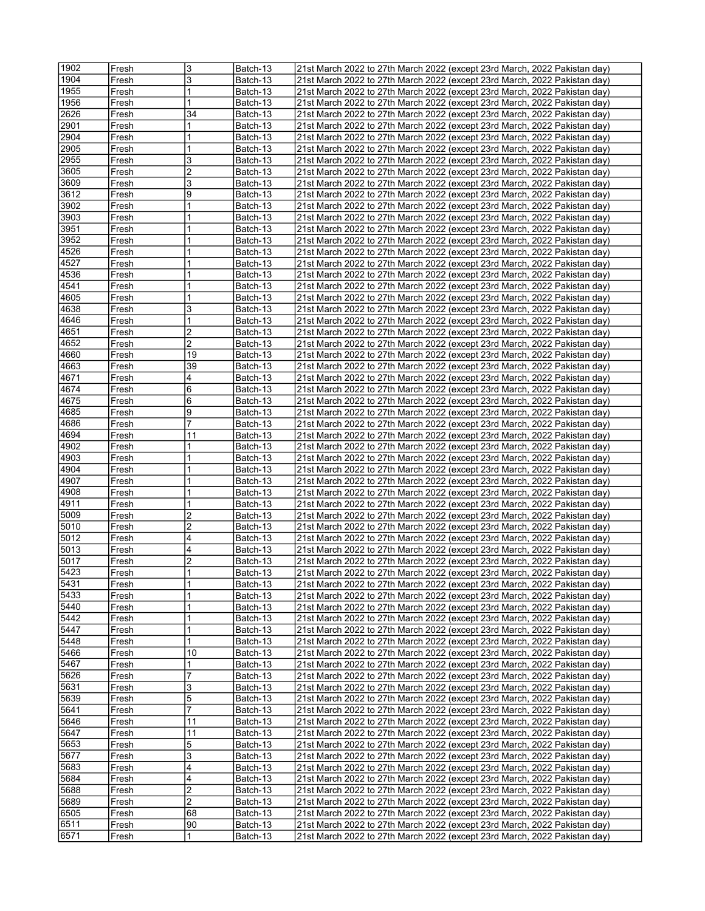| | | | | |
|---|---|---|---|---|
| 1902 | Fresh | 3 | Batch-13 | 21st March 2022 to 27th March 2022 (except 23rd March, 2022 Pakistan day) |
| 1904 | Fresh | 3 | Batch-13 | 21st March 2022 to 27th March 2022 (except 23rd March, 2022 Pakistan day) |
| 1955 | Fresh | 1 | Batch-13 | 21st March 2022 to 27th March 2022 (except 23rd March, 2022 Pakistan day) |
| 1956 | Fresh | 1 | Batch-13 | 21st March 2022 to 27th March 2022 (except 23rd March, 2022 Pakistan day) |
| 2626 | Fresh | 34 | Batch-13 | 21st March 2022 to 27th March 2022 (except 23rd March, 2022 Pakistan day) |
| 2901 | Fresh | 1 | Batch-13 | 21st March 2022 to 27th March 2022 (except 23rd March, 2022 Pakistan day) |
| 2904 | Fresh | 1 | Batch-13 | 21st March 2022 to 27th March 2022 (except 23rd March, 2022 Pakistan day) |
| 2905 | Fresh | 1 | Batch-13 | 21st March 2022 to 27th March 2022 (except 23rd March, 2022 Pakistan day) |
| 2955 | Fresh | 3 | Batch-13 | 21st March 2022 to 27th March 2022 (except 23rd March, 2022 Pakistan day) |
| 3605 | Fresh | 2 | Batch-13 | 21st March 2022 to 27th March 2022 (except 23rd March, 2022 Pakistan day) |
| 3609 | Fresh | 3 | Batch-13 | 21st March 2022 to 27th March 2022 (except 23rd March, 2022 Pakistan day) |
| 3612 | Fresh | 9 | Batch-13 | 21st March 2022 to 27th March 2022 (except 23rd March, 2022 Pakistan day) |
| 3902 | Fresh | 1 | Batch-13 | 21st March 2022 to 27th March 2022 (except 23rd March, 2022 Pakistan day) |
| 3903 | Fresh | 1 | Batch-13 | 21st March 2022 to 27th March 2022 (except 23rd March, 2022 Pakistan day) |
| 3951 | Fresh | 1 | Batch-13 | 21st March 2022 to 27th March 2022 (except 23rd March, 2022 Pakistan day) |
| 3952 | Fresh | 1 | Batch-13 | 21st March 2022 to 27th March 2022 (except 23rd March, 2022 Pakistan day) |
| 4526 | Fresh | 1 | Batch-13 | 21st March 2022 to 27th March 2022 (except 23rd March, 2022 Pakistan day) |
| 4527 | Fresh | 1 | Batch-13 | 21st March 2022 to 27th March 2022 (except 23rd March, 2022 Pakistan day) |
| 4536 | Fresh | 1 | Batch-13 | 21st March 2022 to 27th March 2022 (except 23rd March, 2022 Pakistan day) |
| 4541 | Fresh | 1 | Batch-13 | 21st March 2022 to 27th March 2022 (except 23rd March, 2022 Pakistan day) |
| 4605 | Fresh | 1 | Batch-13 | 21st March 2022 to 27th March 2022 (except 23rd March, 2022 Pakistan day) |
| 4638 | Fresh | 3 | Batch-13 | 21st March 2022 to 27th March 2022 (except 23rd March, 2022 Pakistan day) |
| 4646 | Fresh | 1 | Batch-13 | 21st March 2022 to 27th March 2022 (except 23rd March, 2022 Pakistan day) |
| 4651 | Fresh | 2 | Batch-13 | 21st March 2022 to 27th March 2022 (except 23rd March, 2022 Pakistan day) |
| 4652 | Fresh | 2 | Batch-13 | 21st March 2022 to 27th March 2022 (except 23rd March, 2022 Pakistan day) |
| 4660 | Fresh | 19 | Batch-13 | 21st March 2022 to 27th March 2022 (except 23rd March, 2022 Pakistan day) |
| 4663 | Fresh | 39 | Batch-13 | 21st March 2022 to 27th March 2022 (except 23rd March, 2022 Pakistan day) |
| 4671 | Fresh | 4 | Batch-13 | 21st March 2022 to 27th March 2022 (except 23rd March, 2022 Pakistan day) |
| 4674 | Fresh | 6 | Batch-13 | 21st March 2022 to 27th March 2022 (except 23rd March, 2022 Pakistan day) |
| 4675 | Fresh | 6 | Batch-13 | 21st March 2022 to 27th March 2022 (except 23rd March, 2022 Pakistan day) |
| 4685 | Fresh | 9 | Batch-13 | 21st March 2022 to 27th March 2022 (except 23rd March, 2022 Pakistan day) |
| 4686 | Fresh | 7 | Batch-13 | 21st March 2022 to 27th March 2022 (except 23rd March, 2022 Pakistan day) |
| 4694 | Fresh | 11 | Batch-13 | 21st March 2022 to 27th March 2022 (except 23rd March, 2022 Pakistan day) |
| 4902 | Fresh | 1 | Batch-13 | 21st March 2022 to 27th March 2022 (except 23rd March, 2022 Pakistan day) |
| 4903 | Fresh | 1 | Batch-13 | 21st March 2022 to 27th March 2022 (except 23rd March, 2022 Pakistan day) |
| 4904 | Fresh | 1 | Batch-13 | 21st March 2022 to 27th March 2022 (except 23rd March, 2022 Pakistan day) |
| 4907 | Fresh | 1 | Batch-13 | 21st March 2022 to 27th March 2022 (except 23rd March, 2022 Pakistan day) |
| 4908 | Fresh | 1 | Batch-13 | 21st March 2022 to 27th March 2022 (except 23rd March, 2022 Pakistan day) |
| 4911 | Fresh | 1 | Batch-13 | 21st March 2022 to 27th March 2022 (except 23rd March, 2022 Pakistan day) |
| 5009 | Fresh | 2 | Batch-13 | 21st March 2022 to 27th March 2022 (except 23rd March, 2022 Pakistan day) |
| 5010 | Fresh | 2 | Batch-13 | 21st March 2022 to 27th March 2022 (except 23rd March, 2022 Pakistan day) |
| 5012 | Fresh | 4 | Batch-13 | 21st March 2022 to 27th March 2022 (except 23rd March, 2022 Pakistan day) |
| 5013 | Fresh | 4 | Batch-13 | 21st March 2022 to 27th March 2022 (except 23rd March, 2022 Pakistan day) |
| 5017 | Fresh | 2 | Batch-13 | 21st March 2022 to 27th March 2022 (except 23rd March, 2022 Pakistan day) |
| 5423 | Fresh | 1 | Batch-13 | 21st March 2022 to 27th March 2022 (except 23rd March, 2022 Pakistan day) |
| 5431 | Fresh | 1 | Batch-13 | 21st March 2022 to 27th March 2022 (except 23rd March, 2022 Pakistan day) |
| 5433 | Fresh | 1 | Batch-13 | 21st March 2022 to 27th March 2022 (except 23rd March, 2022 Pakistan day) |
| 5440 | Fresh | 1 | Batch-13 | 21st March 2022 to 27th March 2022 (except 23rd March, 2022 Pakistan day) |
| 5442 | Fresh | 1 | Batch-13 | 21st March 2022 to 27th March 2022 (except 23rd March, 2022 Pakistan day) |
| 5447 | Fresh | 1 | Batch-13 | 21st March 2022 to 27th March 2022 (except 23rd March, 2022 Pakistan day) |
| 5448 | Fresh | 1 | Batch-13 | 21st March 2022 to 27th March 2022 (except 23rd March, 2022 Pakistan day) |
| 5466 | Fresh | 10 | Batch-13 | 21st March 2022 to 27th March 2022 (except 23rd March, 2022 Pakistan day) |
| 5467 | Fresh | 1 | Batch-13 | 21st March 2022 to 27th March 2022 (except 23rd March, 2022 Pakistan day) |
| 5626 | Fresh | 7 | Batch-13 | 21st March 2022 to 27th March 2022 (except 23rd March, 2022 Pakistan day) |
| 5631 | Fresh | 3 | Batch-13 | 21st March 2022 to 27th March 2022 (except 23rd March, 2022 Pakistan day) |
| 5639 | Fresh | 5 | Batch-13 | 21st March 2022 to 27th March 2022 (except 23rd March, 2022 Pakistan day) |
| 5641 | Fresh | 7 | Batch-13 | 21st March 2022 to 27th March 2022 (except 23rd March, 2022 Pakistan day) |
| 5646 | Fresh | 11 | Batch-13 | 21st March 2022 to 27th March 2022 (except 23rd March, 2022 Pakistan day) |
| 5647 | Fresh | 11 | Batch-13 | 21st March 2022 to 27th March 2022 (except 23rd March, 2022 Pakistan day) |
| 5653 | Fresh | 5 | Batch-13 | 21st March 2022 to 27th March 2022 (except 23rd March, 2022 Pakistan day) |
| 5677 | Fresh | 3 | Batch-13 | 21st March 2022 to 27th March 2022 (except 23rd March, 2022 Pakistan day) |
| 5683 | Fresh | 4 | Batch-13 | 21st March 2022 to 27th March 2022 (except 23rd March, 2022 Pakistan day) |
| 5684 | Fresh | 4 | Batch-13 | 21st March 2022 to 27th March 2022 (except 23rd March, 2022 Pakistan day) |
| 5688 | Fresh | 2 | Batch-13 | 21st March 2022 to 27th March 2022 (except 23rd March, 2022 Pakistan day) |
| 5689 | Fresh | 2 | Batch-13 | 21st March 2022 to 27th March 2022 (except 23rd March, 2022 Pakistan day) |
| 6505 | Fresh | 68 | Batch-13 | 21st March 2022 to 27th March 2022 (except 23rd March, 2022 Pakistan day) |
| 6511 | Fresh | 90 | Batch-13 | 21st March 2022 to 27th March 2022 (except 23rd March, 2022 Pakistan day) |
| 6571 | Fresh | 1 | Batch-13 | 21st March 2022 to 27th March 2022 (except 23rd March, 2022 Pakistan day) |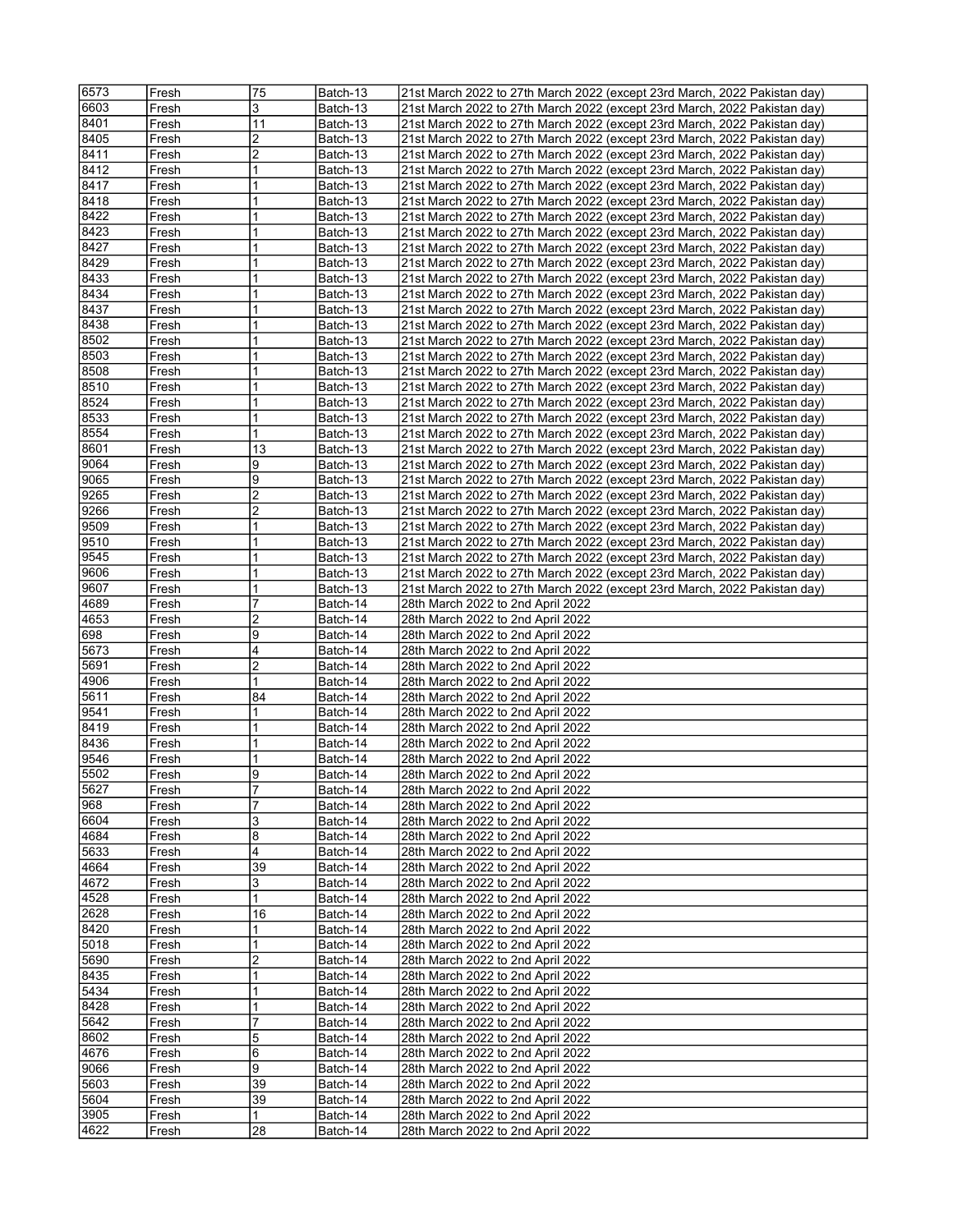| | | | | |
|---|---|---|---|---|
| 6573 | Fresh | 75 | Batch-13 | 21st March 2022 to 27th March 2022 (except 23rd March, 2022 Pakistan day) |
| 6603 | Fresh | 3 | Batch-13 | 21st March 2022 to 27th March 2022 (except 23rd March, 2022 Pakistan day) |
| 8401 | Fresh | 11 | Batch-13 | 21st March 2022 to 27th March 2022 (except 23rd March, 2022 Pakistan day) |
| 8405 | Fresh | 2 | Batch-13 | 21st March 2022 to 27th March 2022 (except 23rd March, 2022 Pakistan day) |
| 8411 | Fresh | 2 | Batch-13 | 21st March 2022 to 27th March 2022 (except 23rd March, 2022 Pakistan day) |
| 8412 | Fresh | 1 | Batch-13 | 21st March 2022 to 27th March 2022 (except 23rd March, 2022 Pakistan day) |
| 8417 | Fresh | 1 | Batch-13 | 21st March 2022 to 27th March 2022 (except 23rd March, 2022 Pakistan day) |
| 8418 | Fresh | 1 | Batch-13 | 21st March 2022 to 27th March 2022 (except 23rd March, 2022 Pakistan day) |
| 8422 | Fresh | 1 | Batch-13 | 21st March 2022 to 27th March 2022 (except 23rd March, 2022 Pakistan day) |
| 8423 | Fresh | 1 | Batch-13 | 21st March 2022 to 27th March 2022 (except 23rd March, 2022 Pakistan day) |
| 8427 | Fresh | 1 | Batch-13 | 21st March 2022 to 27th March 2022 (except 23rd March, 2022 Pakistan day) |
| 8429 | Fresh | 1 | Batch-13 | 21st March 2022 to 27th March 2022 (except 23rd March, 2022 Pakistan day) |
| 8433 | Fresh | 1 | Batch-13 | 21st March 2022 to 27th March 2022 (except 23rd March, 2022 Pakistan day) |
| 8434 | Fresh | 1 | Batch-13 | 21st March 2022 to 27th March 2022 (except 23rd March, 2022 Pakistan day) |
| 8437 | Fresh | 1 | Batch-13 | 21st March 2022 to 27th March 2022 (except 23rd March, 2022 Pakistan day) |
| 8438 | Fresh | 1 | Batch-13 | 21st March 2022 to 27th March 2022 (except 23rd March, 2022 Pakistan day) |
| 8502 | Fresh | 1 | Batch-13 | 21st March 2022 to 27th March 2022 (except 23rd March, 2022 Pakistan day) |
| 8503 | Fresh | 1 | Batch-13 | 21st March 2022 to 27th March 2022 (except 23rd March, 2022 Pakistan day) |
| 8508 | Fresh | 1 | Batch-13 | 21st March 2022 to 27th March 2022 (except 23rd March, 2022 Pakistan day) |
| 8510 | Fresh | 1 | Batch-13 | 21st March 2022 to 27th March 2022 (except 23rd March, 2022 Pakistan day) |
| 8524 | Fresh | 1 | Batch-13 | 21st March 2022 to 27th March 2022 (except 23rd March, 2022 Pakistan day) |
| 8533 | Fresh | 1 | Batch-13 | 21st March 2022 to 27th March 2022 (except 23rd March, 2022 Pakistan day) |
| 8554 | Fresh | 1 | Batch-13 | 21st March 2022 to 27th March 2022 (except 23rd March, 2022 Pakistan day) |
| 8601 | Fresh | 13 | Batch-13 | 21st March 2022 to 27th March 2022 (except 23rd March, 2022 Pakistan day) |
| 9064 | Fresh | 9 | Batch-13 | 21st March 2022 to 27th March 2022 (except 23rd March, 2022 Pakistan day) |
| 9065 | Fresh | 9 | Batch-13 | 21st March 2022 to 27th March 2022 (except 23rd March, 2022 Pakistan day) |
| 9265 | Fresh | 2 | Batch-13 | 21st March 2022 to 27th March 2022 (except 23rd March, 2022 Pakistan day) |
| 9266 | Fresh | 2 | Batch-13 | 21st March 2022 to 27th March 2022 (except 23rd March, 2022 Pakistan day) |
| 9509 | Fresh | 1 | Batch-13 | 21st March 2022 to 27th March 2022 (except 23rd March, 2022 Pakistan day) |
| 9510 | Fresh | 1 | Batch-13 | 21st March 2022 to 27th March 2022 (except 23rd March, 2022 Pakistan day) |
| 9545 | Fresh | 1 | Batch-13 | 21st March 2022 to 27th March 2022 (except 23rd March, 2022 Pakistan day) |
| 9606 | Fresh | 1 | Batch-13 | 21st March 2022 to 27th March 2022 (except 23rd March, 2022 Pakistan day) |
| 9607 | Fresh | 1 | Batch-13 | 21st March 2022 to 27th March 2022 (except 23rd March, 2022 Pakistan day) |
| 4689 | Fresh | 7 | Batch-14 | 28th March 2022 to 2nd April 2022 |
| 4653 | Fresh | 2 | Batch-14 | 28th March 2022 to 2nd April 2022 |
| 698 | Fresh | 9 | Batch-14 | 28th March 2022 to 2nd April 2022 |
| 5673 | Fresh | 4 | Batch-14 | 28th March 2022 to 2nd April 2022 |
| 5691 | Fresh | 2 | Batch-14 | 28th March 2022 to 2nd April 2022 |
| 4906 | Fresh | 1 | Batch-14 | 28th March 2022 to 2nd April 2022 |
| 5611 | Fresh | 84 | Batch-14 | 28th March 2022 to 2nd April 2022 |
| 9541 | Fresh | 1 | Batch-14 | 28th March 2022 to 2nd April 2022 |
| 8419 | Fresh | 1 | Batch-14 | 28th March 2022 to 2nd April 2022 |
| 8436 | Fresh | 1 | Batch-14 | 28th March 2022 to 2nd April 2022 |
| 9546 | Fresh | 1 | Batch-14 | 28th March 2022 to 2nd April 2022 |
| 5502 | Fresh | 9 | Batch-14 | 28th March 2022 to 2nd April 2022 |
| 5627 | Fresh | 7 | Batch-14 | 28th March 2022 to 2nd April 2022 |
| 968 | Fresh | 7 | Batch-14 | 28th March 2022 to 2nd April 2022 |
| 6604 | Fresh | 3 | Batch-14 | 28th March 2022 to 2nd April 2022 |
| 4684 | Fresh | 8 | Batch-14 | 28th March 2022 to 2nd April 2022 |
| 5633 | Fresh | 4 | Batch-14 | 28th March 2022 to 2nd April 2022 |
| 4664 | Fresh | 39 | Batch-14 | 28th March 2022 to 2nd April 2022 |
| 4672 | Fresh | 3 | Batch-14 | 28th March 2022 to 2nd April 2022 |
| 4528 | Fresh | 1 | Batch-14 | 28th March 2022 to 2nd April 2022 |
| 2628 | Fresh | 16 | Batch-14 | 28th March 2022 to 2nd April 2022 |
| 8420 | Fresh | 1 | Batch-14 | 28th March 2022 to 2nd April 2022 |
| 5018 | Fresh | 1 | Batch-14 | 28th March 2022 to 2nd April 2022 |
| 5690 | Fresh | 2 | Batch-14 | 28th March 2022 to 2nd April 2022 |
| 8435 | Fresh | 1 | Batch-14 | 28th March 2022 to 2nd April 2022 |
| 5434 | Fresh | 1 | Batch-14 | 28th March 2022 to 2nd April 2022 |
| 8428 | Fresh | 1 | Batch-14 | 28th March 2022 to 2nd April 2022 |
| 5642 | Fresh | 7 | Batch-14 | 28th March 2022 to 2nd April 2022 |
| 8602 | Fresh | 5 | Batch-14 | 28th March 2022 to 2nd April 2022 |
| 4676 | Fresh | 6 | Batch-14 | 28th March 2022 to 2nd April 2022 |
| 9066 | Fresh | 9 | Batch-14 | 28th March 2022 to 2nd April 2022 |
| 5603 | Fresh | 39 | Batch-14 | 28th March 2022 to 2nd April 2022 |
| 5604 | Fresh | 39 | Batch-14 | 28th March 2022 to 2nd April 2022 |
| 3905 | Fresh | 1 | Batch-14 | 28th March 2022 to 2nd April 2022 |
| 4622 | Fresh | 28 | Batch-14 | 28th March 2022 to 2nd April 2022 |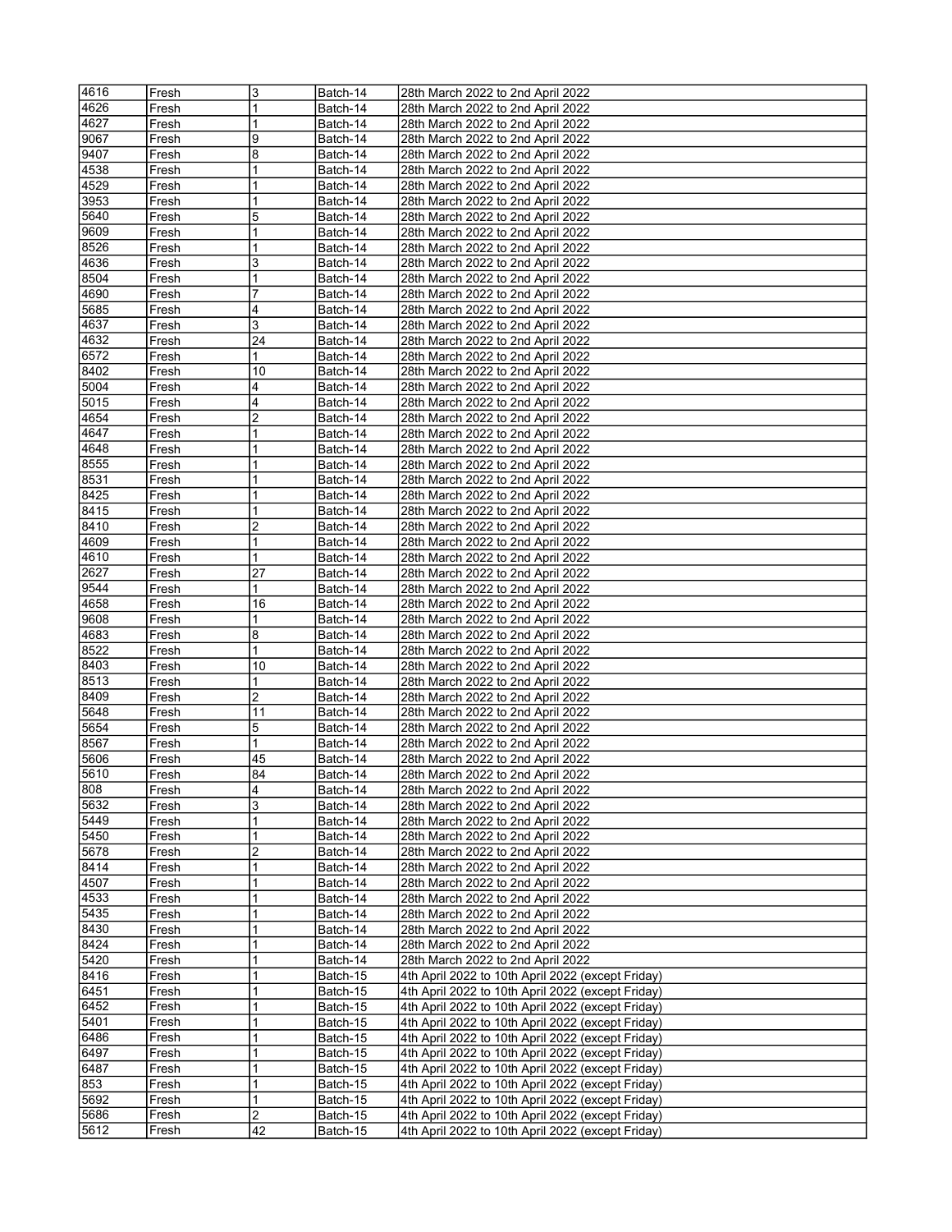| 4616 | Fresh | 3 | Batch-14 | 28th March 2022 to 2nd April 2022 |
|---|---|---|---|---|
| 4626 | Fresh | 1 | Batch-14 | 28th March 2022 to 2nd April 2022 |
| 4627 | Fresh | 1 | Batch-14 | 28th March 2022 to 2nd April 2022 |
| 9067 | Fresh | 9 | Batch-14 | 28th March 2022 to 2nd April 2022 |
| 9407 | Fresh | 8 | Batch-14 | 28th March 2022 to 2nd April 2022 |
| 4538 | Fresh | 1 | Batch-14 | 28th March 2022 to 2nd April 2022 |
| 4529 | Fresh | 1 | Batch-14 | 28th March 2022 to 2nd April 2022 |
| 3953 | Fresh | 1 | Batch-14 | 28th March 2022 to 2nd April 2022 |
| 5640 | Fresh | 5 | Batch-14 | 28th March 2022 to 2nd April 2022 |
| 9609 | Fresh | 1 | Batch-14 | 28th March 2022 to 2nd April 2022 |
| 8526 | Fresh | 1 | Batch-14 | 28th March 2022 to 2nd April 2022 |
| 4636 | Fresh | 3 | Batch-14 | 28th March 2022 to 2nd April 2022 |
| 8504 | Fresh | 1 | Batch-14 | 28th March 2022 to 2nd April 2022 |
| 4690 | Fresh | 7 | Batch-14 | 28th March 2022 to 2nd April 2022 |
| 5685 | Fresh | 4 | Batch-14 | 28th March 2022 to 2nd April 2022 |
| 4637 | Fresh | 3 | Batch-14 | 28th March 2022 to 2nd April 2022 |
| 4632 | Fresh | 24 | Batch-14 | 28th March 2022 to 2nd April 2022 |
| 6572 | Fresh | 1 | Batch-14 | 28th March 2022 to 2nd April 2022 |
| 8402 | Fresh | 10 | Batch-14 | 28th March 2022 to 2nd April 2022 |
| 5004 | Fresh | 4 | Batch-14 | 28th March 2022 to 2nd April 2022 |
| 5015 | Fresh | 4 | Batch-14 | 28th March 2022 to 2nd April 2022 |
| 4654 | Fresh | 2 | Batch-14 | 28th March 2022 to 2nd April 2022 |
| 4647 | Fresh | 1 | Batch-14 | 28th March 2022 to 2nd April 2022 |
| 4648 | Fresh | 1 | Batch-14 | 28th March 2022 to 2nd April 2022 |
| 8555 | Fresh | 1 | Batch-14 | 28th March 2022 to 2nd April 2022 |
| 8531 | Fresh | 1 | Batch-14 | 28th March 2022 to 2nd April 2022 |
| 8425 | Fresh | 1 | Batch-14 | 28th March 2022 to 2nd April 2022 |
| 8415 | Fresh | 1 | Batch-14 | 28th March 2022 to 2nd April 2022 |
| 8410 | Fresh | 2 | Batch-14 | 28th March 2022 to 2nd April 2022 |
| 4609 | Fresh | 1 | Batch-14 | 28th March 2022 to 2nd April 2022 |
| 4610 | Fresh | 1 | Batch-14 | 28th March 2022 to 2nd April 2022 |
| 2627 | Fresh | 27 | Batch-14 | 28th March 2022 to 2nd April 2022 |
| 9544 | Fresh | 1 | Batch-14 | 28th March 2022 to 2nd April 2022 |
| 4658 | Fresh | 16 | Batch-14 | 28th March 2022 to 2nd April 2022 |
| 9608 | Fresh | 1 | Batch-14 | 28th March 2022 to 2nd April 2022 |
| 4683 | Fresh | 8 | Batch-14 | 28th March 2022 to 2nd April 2022 |
| 8522 | Fresh | 1 | Batch-14 | 28th March 2022 to 2nd April 2022 |
| 8403 | Fresh | 10 | Batch-14 | 28th March 2022 to 2nd April 2022 |
| 8513 | Fresh | 1 | Batch-14 | 28th March 2022 to 2nd April 2022 |
| 8409 | Fresh | 2 | Batch-14 | 28th March 2022 to 2nd April 2022 |
| 5648 | Fresh | 11 | Batch-14 | 28th March 2022 to 2nd April 2022 |
| 5654 | Fresh | 5 | Batch-14 | 28th March 2022 to 2nd April 2022 |
| 8567 | Fresh | 1 | Batch-14 | 28th March 2022 to 2nd April 2022 |
| 5606 | Fresh | 45 | Batch-14 | 28th March 2022 to 2nd April 2022 |
| 5610 | Fresh | 84 | Batch-14 | 28th March 2022 to 2nd April 2022 |
| 808 | Fresh | 4 | Batch-14 | 28th March 2022 to 2nd April 2022 |
| 5632 | Fresh | 3 | Batch-14 | 28th March 2022 to 2nd April 2022 |
| 5449 | Fresh | 1 | Batch-14 | 28th March 2022 to 2nd April 2022 |
| 5450 | Fresh | 1 | Batch-14 | 28th March 2022 to 2nd April 2022 |
| 5678 | Fresh | 2 | Batch-14 | 28th March 2022 to 2nd April 2022 |
| 8414 | Fresh | 1 | Batch-14 | 28th March 2022 to 2nd April 2022 |
| 4507 | Fresh | 1 | Batch-14 | 28th March 2022 to 2nd April 2022 |
| 4533 | Fresh | 1 | Batch-14 | 28th March 2022 to 2nd April 2022 |
| 5435 | Fresh | 1 | Batch-14 | 28th March 2022 to 2nd April 2022 |
| 8430 | Fresh | 1 | Batch-14 | 28th March 2022 to 2nd April 2022 |
| 8424 | Fresh | 1 | Batch-14 | 28th March 2022 to 2nd April 2022 |
| 5420 | Fresh | 1 | Batch-14 | 28th March 2022 to 2nd April 2022 |
| 8416 | Fresh | 1 | Batch-15 | 4th April 2022 to 10th April 2022 (except Friday) |
| 6451 | Fresh | 1 | Batch-15 | 4th April 2022 to 10th April 2022 (except Friday) |
| 6452 | Fresh | 1 | Batch-15 | 4th April 2022 to 10th April 2022 (except Friday) |
| 5401 | Fresh | 1 | Batch-15 | 4th April 2022 to 10th April 2022 (except Friday) |
| 6486 | Fresh | 1 | Batch-15 | 4th April 2022 to 10th April 2022 (except Friday) |
| 6497 | Fresh | 1 | Batch-15 | 4th April 2022 to 10th April 2022 (except Friday) |
| 6487 | Fresh | 1 | Batch-15 | 4th April 2022 to 10th April 2022 (except Friday) |
| 853 | Fresh | 1 | Batch-15 | 4th April 2022 to 10th April 2022 (except Friday) |
| 5692 | Fresh | 1 | Batch-15 | 4th April 2022 to 10th April 2022 (except Friday) |
| 5686 | Fresh | 2 | Batch-15 | 4th April 2022 to 10th April 2022 (except Friday) |
| 5612 | Fresh | 42 | Batch-15 | 4th April 2022 to 10th April 2022 (except Friday) |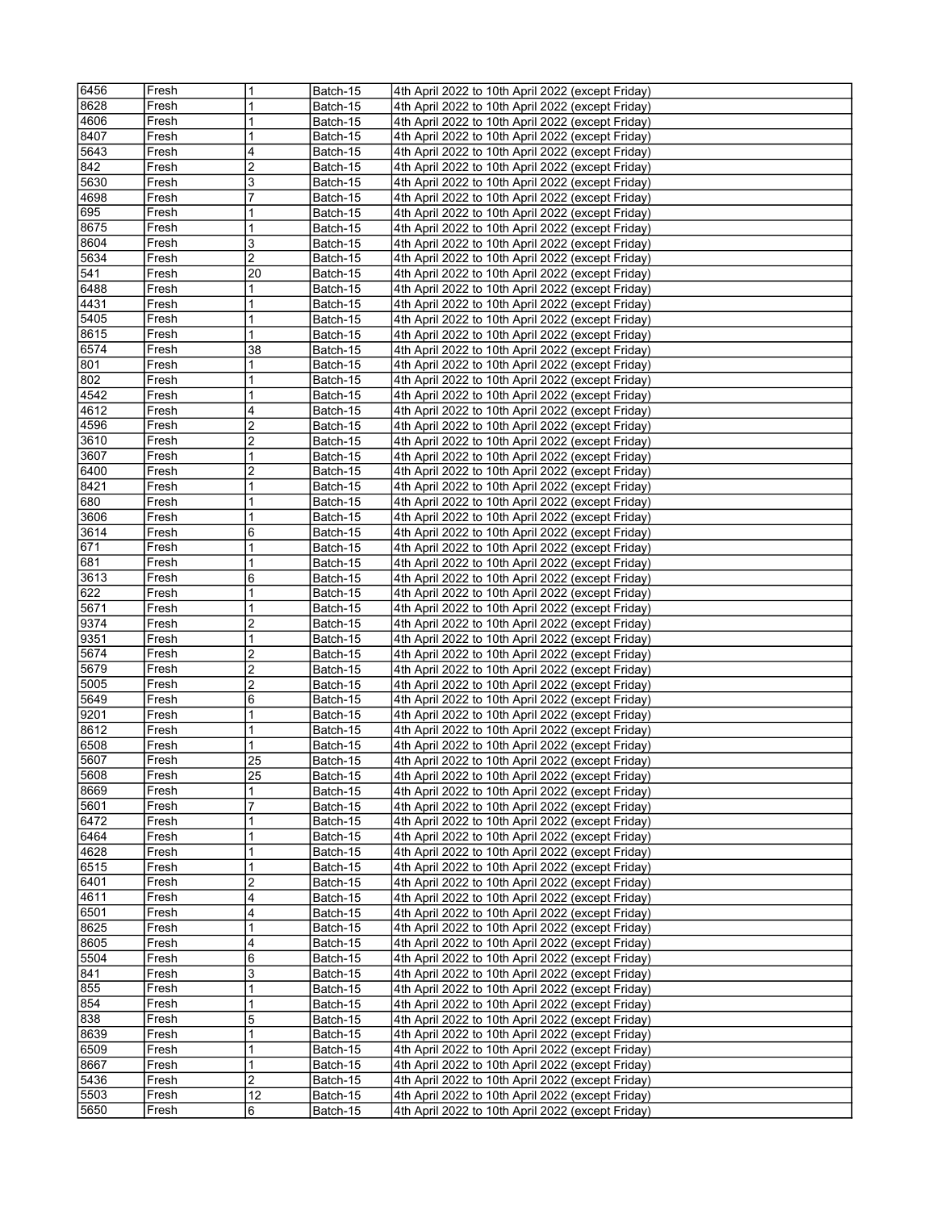| 6456 | Fresh | 1 | Batch-15 | 4th April 2022 to 10th April 2022 (except Friday) |
|---|---|---|---|---|
| 8628 | Fresh | 1 | Batch-15 | 4th April 2022 to 10th April 2022 (except Friday) |
| 4606 | Fresh | 1 | Batch-15 | 4th April 2022 to 10th April 2022 (except Friday) |
| 8407 | Fresh | 1 | Batch-15 | 4th April 2022 to 10th April 2022 (except Friday) |
| 5643 | Fresh | 4 | Batch-15 | 4th April 2022 to 10th April 2022 (except Friday) |
| 842 | Fresh | 2 | Batch-15 | 4th April 2022 to 10th April 2022 (except Friday) |
| 5630 | Fresh | 3 | Batch-15 | 4th April 2022 to 10th April 2022 (except Friday) |
| 4698 | Fresh | 7 | Batch-15 | 4th April 2022 to 10th April 2022 (except Friday) |
| 695 | Fresh | 1 | Batch-15 | 4th April 2022 to 10th April 2022 (except Friday) |
| 8675 | Fresh | 1 | Batch-15 | 4th April 2022 to 10th April 2022 (except Friday) |
| 8604 | Fresh | 3 | Batch-15 | 4th April 2022 to 10th April 2022 (except Friday) |
| 5634 | Fresh | 2 | Batch-15 | 4th April 2022 to 10th April 2022 (except Friday) |
| 541 | Fresh | 20 | Batch-15 | 4th April 2022 to 10th April 2022 (except Friday) |
| 6488 | Fresh | 1 | Batch-15 | 4th April 2022 to 10th April 2022 (except Friday) |
| 4431 | Fresh | 1 | Batch-15 | 4th April 2022 to 10th April 2022 (except Friday) |
| 5405 | Fresh | 1 | Batch-15 | 4th April 2022 to 10th April 2022 (except Friday) |
| 8615 | Fresh | 1 | Batch-15 | 4th April 2022 to 10th April 2022 (except Friday) |
| 6574 | Fresh | 38 | Batch-15 | 4th April 2022 to 10th April 2022 (except Friday) |
| 801 | Fresh | 1 | Batch-15 | 4th April 2022 to 10th April 2022 (except Friday) |
| 802 | Fresh | 1 | Batch-15 | 4th April 2022 to 10th April 2022 (except Friday) |
| 4542 | Fresh | 1 | Batch-15 | 4th April 2022 to 10th April 2022 (except Friday) |
| 4612 | Fresh | 4 | Batch-15 | 4th April 2022 to 10th April 2022 (except Friday) |
| 4596 | Fresh | 2 | Batch-15 | 4th April 2022 to 10th April 2022 (except Friday) |
| 3610 | Fresh | 2 | Batch-15 | 4th April 2022 to 10th April 2022 (except Friday) |
| 3607 | Fresh | 1 | Batch-15 | 4th April 2022 to 10th April 2022 (except Friday) |
| 6400 | Fresh | 2 | Batch-15 | 4th April 2022 to 10th April 2022 (except Friday) |
| 8421 | Fresh | 1 | Batch-15 | 4th April 2022 to 10th April 2022 (except Friday) |
| 680 | Fresh | 1 | Batch-15 | 4th April 2022 to 10th April 2022 (except Friday) |
| 3606 | Fresh | 1 | Batch-15 | 4th April 2022 to 10th April 2022 (except Friday) |
| 3614 | Fresh | 6 | Batch-15 | 4th April 2022 to 10th April 2022 (except Friday) |
| 671 | Fresh | 1 | Batch-15 | 4th April 2022 to 10th April 2022 (except Friday) |
| 681 | Fresh | 1 | Batch-15 | 4th April 2022 to 10th April 2022 (except Friday) |
| 3613 | Fresh | 6 | Batch-15 | 4th April 2022 to 10th April 2022 (except Friday) |
| 622 | Fresh | 1 | Batch-15 | 4th April 2022 to 10th April 2022 (except Friday) |
| 5671 | Fresh | 1 | Batch-15 | 4th April 2022 to 10th April 2022 (except Friday) |
| 9374 | Fresh | 2 | Batch-15 | 4th April 2022 to 10th April 2022 (except Friday) |
| 9351 | Fresh | 1 | Batch-15 | 4th April 2022 to 10th April 2022 (except Friday) |
| 5674 | Fresh | 2 | Batch-15 | 4th April 2022 to 10th April 2022 (except Friday) |
| 5679 | Fresh | 2 | Batch-15 | 4th April 2022 to 10th April 2022 (except Friday) |
| 5005 | Fresh | 2 | Batch-15 | 4th April 2022 to 10th April 2022 (except Friday) |
| 5649 | Fresh | 6 | Batch-15 | 4th April 2022 to 10th April 2022 (except Friday) |
| 9201 | Fresh | 1 | Batch-15 | 4th April 2022 to 10th April 2022 (except Friday) |
| 8612 | Fresh | 1 | Batch-15 | 4th April 2022 to 10th April 2022 (except Friday) |
| 6508 | Fresh | 1 | Batch-15 | 4th April 2022 to 10th April 2022 (except Friday) |
| 5607 | Fresh | 25 | Batch-15 | 4th April 2022 to 10th April 2022 (except Friday) |
| 5608 | Fresh | 25 | Batch-15 | 4th April 2022 to 10th April 2022 (except Friday) |
| 8669 | Fresh | 1 | Batch-15 | 4th April 2022 to 10th April 2022 (except Friday) |
| 5601 | Fresh | 7 | Batch-15 | 4th April 2022 to 10th April 2022 (except Friday) |
| 6472 | Fresh | 1 | Batch-15 | 4th April 2022 to 10th April 2022 (except Friday) |
| 6464 | Fresh | 1 | Batch-15 | 4th April 2022 to 10th April 2022 (except Friday) |
| 4628 | Fresh | 1 | Batch-15 | 4th April 2022 to 10th April 2022 (except Friday) |
| 6515 | Fresh | 1 | Batch-15 | 4th April 2022 to 10th April 2022 (except Friday) |
| 6401 | Fresh | 2 | Batch-15 | 4th April 2022 to 10th April 2022 (except Friday) |
| 4611 | Fresh | 4 | Batch-15 | 4th April 2022 to 10th April 2022 (except Friday) |
| 6501 | Fresh | 4 | Batch-15 | 4th April 2022 to 10th April 2022 (except Friday) |
| 8625 | Fresh | 1 | Batch-15 | 4th April 2022 to 10th April 2022 (except Friday) |
| 8605 | Fresh | 4 | Batch-15 | 4th April 2022 to 10th April 2022 (except Friday) |
| 5504 | Fresh | 6 | Batch-15 | 4th April 2022 to 10th April 2022 (except Friday) |
| 841 | Fresh | 3 | Batch-15 | 4th April 2022 to 10th April 2022 (except Friday) |
| 855 | Fresh | 1 | Batch-15 | 4th April 2022 to 10th April 2022 (except Friday) |
| 854 | Fresh | 1 | Batch-15 | 4th April 2022 to 10th April 2022 (except Friday) |
| 838 | Fresh | 5 | Batch-15 | 4th April 2022 to 10th April 2022 (except Friday) |
| 8639 | Fresh | 1 | Batch-15 | 4th April 2022 to 10th April 2022 (except Friday) |
| 6509 | Fresh | 1 | Batch-15 | 4th April 2022 to 10th April 2022 (except Friday) |
| 8667 | Fresh | 1 | Batch-15 | 4th April 2022 to 10th April 2022 (except Friday) |
| 5436 | Fresh | 2 | Batch-15 | 4th April 2022 to 10th April 2022 (except Friday) |
| 5503 | Fresh | 12 | Batch-15 | 4th April 2022 to 10th April 2022 (except Friday) |
| 5650 | Fresh | 6 | Batch-15 | 4th April 2022 to 10th April 2022 (except Friday) |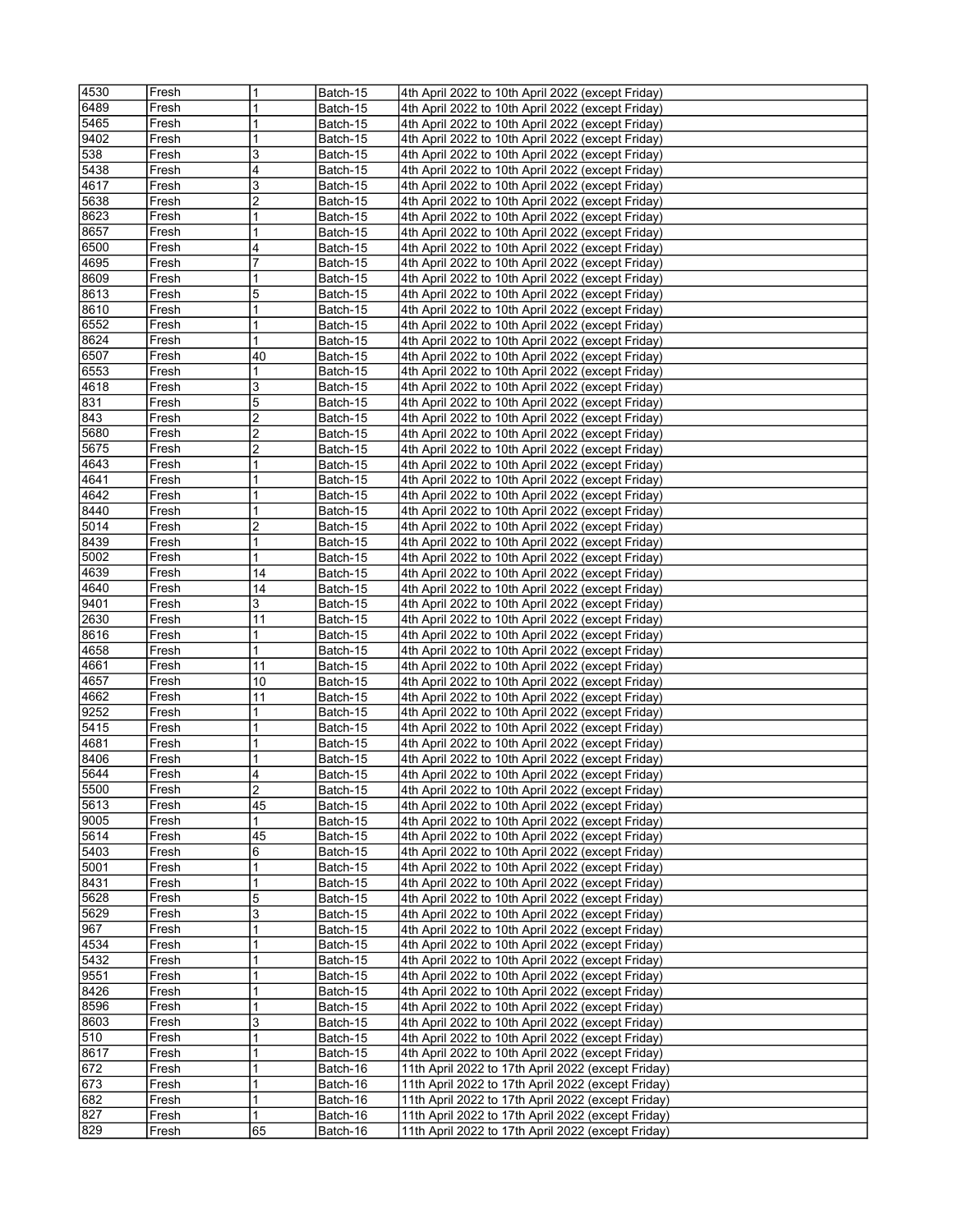| | | | | |
|---|---|---|---|---|
| 4530 | Fresh | 1 | Batch-15 | 4th April 2022 to 10th April 2022 (except Friday) |
| 6489 | Fresh | 1 | Batch-15 | 4th April 2022 to 10th April 2022 (except Friday) |
| 5465 | Fresh | 1 | Batch-15 | 4th April 2022 to 10th April 2022 (except Friday) |
| 9402 | Fresh | 1 | Batch-15 | 4th April 2022 to 10th April 2022 (except Friday) |
| 538 | Fresh | 3 | Batch-15 | 4th April 2022 to 10th April 2022 (except Friday) |
| 5438 | Fresh | 4 | Batch-15 | 4th April 2022 to 10th April 2022 (except Friday) |
| 4617 | Fresh | 3 | Batch-15 | 4th April 2022 to 10th April 2022 (except Friday) |
| 5638 | Fresh | 2 | Batch-15 | 4th April 2022 to 10th April 2022 (except Friday) |
| 8623 | Fresh | 1 | Batch-15 | 4th April 2022 to 10th April 2022 (except Friday) |
| 8657 | Fresh | 1 | Batch-15 | 4th April 2022 to 10th April 2022 (except Friday) |
| 6500 | Fresh | 4 | Batch-15 | 4th April 2022 to 10th April 2022 (except Friday) |
| 4695 | Fresh | 7 | Batch-15 | 4th April 2022 to 10th April 2022 (except Friday) |
| 8609 | Fresh | 1 | Batch-15 | 4th April 2022 to 10th April 2022 (except Friday) |
| 8613 | Fresh | 5 | Batch-15 | 4th April 2022 to 10th April 2022 (except Friday) |
| 8610 | Fresh | 1 | Batch-15 | 4th April 2022 to 10th April 2022 (except Friday) |
| 6552 | Fresh | 1 | Batch-15 | 4th April 2022 to 10th April 2022 (except Friday) |
| 8624 | Fresh | 1 | Batch-15 | 4th April 2022 to 10th April 2022 (except Friday) |
| 6507 | Fresh | 40 | Batch-15 | 4th April 2022 to 10th April 2022 (except Friday) |
| 6553 | Fresh | 1 | Batch-15 | 4th April 2022 to 10th April 2022 (except Friday) |
| 4618 | Fresh | 3 | Batch-15 | 4th April 2022 to 10th April 2022 (except Friday) |
| 831 | Fresh | 5 | Batch-15 | 4th April 2022 to 10th April 2022 (except Friday) |
| 843 | Fresh | 2 | Batch-15 | 4th April 2022 to 10th April 2022 (except Friday) |
| 5680 | Fresh | 2 | Batch-15 | 4th April 2022 to 10th April 2022 (except Friday) |
| 5675 | Fresh | 2 | Batch-15 | 4th April 2022 to 10th April 2022 (except Friday) |
| 4643 | Fresh | 1 | Batch-15 | 4th April 2022 to 10th April 2022 (except Friday) |
| 4641 | Fresh | 1 | Batch-15 | 4th April 2022 to 10th April 2022 (except Friday) |
| 4642 | Fresh | 1 | Batch-15 | 4th April 2022 to 10th April 2022 (except Friday) |
| 8440 | Fresh | 1 | Batch-15 | 4th April 2022 to 10th April 2022 (except Friday) |
| 5014 | Fresh | 2 | Batch-15 | 4th April 2022 to 10th April 2022 (except Friday) |
| 8439 | Fresh | 1 | Batch-15 | 4th April 2022 to 10th April 2022 (except Friday) |
| 5002 | Fresh | 1 | Batch-15 | 4th April 2022 to 10th April 2022 (except Friday) |
| 4639 | Fresh | 14 | Batch-15 | 4th April 2022 to 10th April 2022 (except Friday) |
| 4640 | Fresh | 14 | Batch-15 | 4th April 2022 to 10th April 2022 (except Friday) |
| 9401 | Fresh | 3 | Batch-15 | 4th April 2022 to 10th April 2022 (except Friday) |
| 2630 | Fresh | 11 | Batch-15 | 4th April 2022 to 10th April 2022 (except Friday) |
| 8616 | Fresh | 1 | Batch-15 | 4th April 2022 to 10th April 2022 (except Friday) |
| 4658 | Fresh | 1 | Batch-15 | 4th April 2022 to 10th April 2022 (except Friday) |
| 4661 | Fresh | 11 | Batch-15 | 4th April 2022 to 10th April 2022 (except Friday) |
| 4657 | Fresh | 10 | Batch-15 | 4th April 2022 to 10th April 2022 (except Friday) |
| 4662 | Fresh | 11 | Batch-15 | 4th April 2022 to 10th April 2022 (except Friday) |
| 9252 | Fresh | 1 | Batch-15 | 4th April 2022 to 10th April 2022 (except Friday) |
| 5415 | Fresh | 1 | Batch-15 | 4th April 2022 to 10th April 2022 (except Friday) |
| 4681 | Fresh | 1 | Batch-15 | 4th April 2022 to 10th April 2022 (except Friday) |
| 8406 | Fresh | 1 | Batch-15 | 4th April 2022 to 10th April 2022 (except Friday) |
| 5644 | Fresh | 4 | Batch-15 | 4th April 2022 to 10th April 2022 (except Friday) |
| 5500 | Fresh | 2 | Batch-15 | 4th April 2022 to 10th April 2022 (except Friday) |
| 5613 | Fresh | 45 | Batch-15 | 4th April 2022 to 10th April 2022 (except Friday) |
| 9005 | Fresh | 1 | Batch-15 | 4th April 2022 to 10th April 2022 (except Friday) |
| 5614 | Fresh | 45 | Batch-15 | 4th April 2022 to 10th April 2022 (except Friday) |
| 5403 | Fresh | 6 | Batch-15 | 4th April 2022 to 10th April 2022 (except Friday) |
| 5001 | Fresh | 1 | Batch-15 | 4th April 2022 to 10th April 2022 (except Friday) |
| 8431 | Fresh | 1 | Batch-15 | 4th April 2022 to 10th April 2022 (except Friday) |
| 5628 | Fresh | 5 | Batch-15 | 4th April 2022 to 10th April 2022 (except Friday) |
| 5629 | Fresh | 3 | Batch-15 | 4th April 2022 to 10th April 2022 (except Friday) |
| 967 | Fresh | 1 | Batch-15 | 4th April 2022 to 10th April 2022 (except Friday) |
| 4534 | Fresh | 1 | Batch-15 | 4th April 2022 to 10th April 2022 (except Friday) |
| 5432 | Fresh | 1 | Batch-15 | 4th April 2022 to 10th April 2022 (except Friday) |
| 9551 | Fresh | 1 | Batch-15 | 4th April 2022 to 10th April 2022 (except Friday) |
| 8426 | Fresh | 1 | Batch-15 | 4th April 2022 to 10th April 2022 (except Friday) |
| 8596 | Fresh | 1 | Batch-15 | 4th April 2022 to 10th April 2022 (except Friday) |
| 8603 | Fresh | 3 | Batch-15 | 4th April 2022 to 10th April 2022 (except Friday) |
| 510 | Fresh | 1 | Batch-15 | 4th April 2022 to 10th April 2022 (except Friday) |
| 8617 | Fresh | 1 | Batch-15 | 4th April 2022 to 10th April 2022 (except Friday) |
| 672 | Fresh | 1 | Batch-16 | 11th April 2022 to 17th April 2022 (except Friday) |
| 673 | Fresh | 1 | Batch-16 | 11th April 2022 to 17th April 2022 (except Friday) |
| 682 | Fresh | 1 | Batch-16 | 11th April 2022 to 17th April 2022 (except Friday) |
| 827 | Fresh | 1 | Batch-16 | 11th April 2022 to 17th April 2022 (except Friday) |
| 829 | Fresh | 65 | Batch-16 | 11th April 2022 to 17th April 2022 (except Friday) |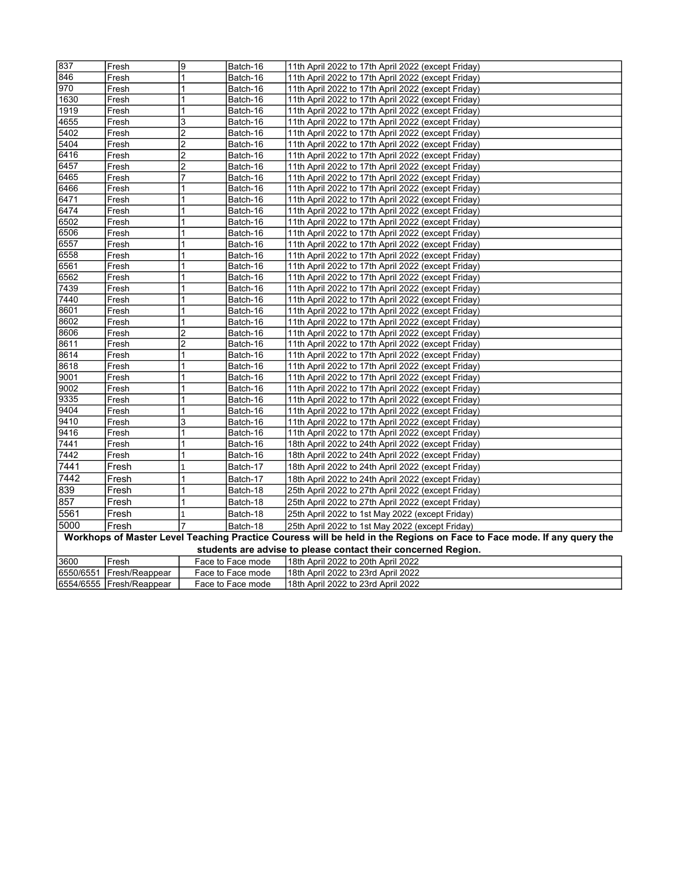| | | | | |
|---|---|---|---|---|
| 837 | Fresh | 9 | Batch-16 | 11th April 2022 to 17th April 2022 (except Friday) |
| 846 | Fresh | 1 | Batch-16 | 11th April 2022 to 17th April 2022 (except Friday) |
| 970 | Fresh | 1 | Batch-16 | 11th April 2022 to 17th April 2022 (except Friday) |
| 1630 | Fresh | 1 | Batch-16 | 11th April 2022 to 17th April 2022 (except Friday) |
| 1919 | Fresh | 1 | Batch-16 | 11th April 2022 to 17th April 2022 (except Friday) |
| 4655 | Fresh | 3 | Batch-16 | 11th April 2022 to 17th April 2022 (except Friday) |
| 5402 | Fresh | 2 | Batch-16 | 11th April 2022 to 17th April 2022 (except Friday) |
| 5404 | Fresh | 2 | Batch-16 | 11th April 2022 to 17th April 2022 (except Friday) |
| 6416 | Fresh | 2 | Batch-16 | 11th April 2022 to 17th April 2022 (except Friday) |
| 6457 | Fresh | 2 | Batch-16 | 11th April 2022 to 17th April 2022 (except Friday) |
| 6465 | Fresh | 7 | Batch-16 | 11th April 2022 to 17th April 2022 (except Friday) |
| 6466 | Fresh | 1 | Batch-16 | 11th April 2022 to 17th April 2022 (except Friday) |
| 6471 | Fresh | 1 | Batch-16 | 11th April 2022 to 17th April 2022 (except Friday) |
| 6474 | Fresh | 1 | Batch-16 | 11th April 2022 to 17th April 2022 (except Friday) |
| 6502 | Fresh | 1 | Batch-16 | 11th April 2022 to 17th April 2022 (except Friday) |
| 6506 | Fresh | 1 | Batch-16 | 11th April 2022 to 17th April 2022 (except Friday) |
| 6557 | Fresh | 1 | Batch-16 | 11th April 2022 to 17th April 2022 (except Friday) |
| 6558 | Fresh | 1 | Batch-16 | 11th April 2022 to 17th April 2022 (except Friday) |
| 6561 | Fresh | 1 | Batch-16 | 11th April 2022 to 17th April 2022 (except Friday) |
| 6562 | Fresh | 1 | Batch-16 | 11th April 2022 to 17th April 2022 (except Friday) |
| 7439 | Fresh | 1 | Batch-16 | 11th April 2022 to 17th April 2022 (except Friday) |
| 7440 | Fresh | 1 | Batch-16 | 11th April 2022 to 17th April 2022 (except Friday) |
| 8601 | Fresh | 1 | Batch-16 | 11th April 2022 to 17th April 2022 (except Friday) |
| 8602 | Fresh | 1 | Batch-16 | 11th April 2022 to 17th April 2022 (except Friday) |
| 8606 | Fresh | 2 | Batch-16 | 11th April 2022 to 17th April 2022 (except Friday) |
| 8611 | Fresh | 2 | Batch-16 | 11th April 2022 to 17th April 2022 (except Friday) |
| 8614 | Fresh | 1 | Batch-16 | 11th April 2022 to 17th April 2022 (except Friday) |
| 8618 | Fresh | 1 | Batch-16 | 11th April 2022 to 17th April 2022 (except Friday) |
| 9001 | Fresh | 1 | Batch-16 | 11th April 2022 to 17th April 2022 (except Friday) |
| 9002 | Fresh | 1 | Batch-16 | 11th April 2022 to 17th April 2022 (except Friday) |
| 9335 | Fresh | 1 | Batch-16 | 11th April 2022 to 17th April 2022 (except Friday) |
| 9404 | Fresh | 1 | Batch-16 | 11th April 2022 to 17th April 2022 (except Friday) |
| 9410 | Fresh | 3 | Batch-16 | 11th April 2022 to 17th April 2022 (except Friday) |
| 9416 | Fresh | 1 | Batch-16 | 11th April 2022 to 17th April 2022 (except Friday) |
| 7441 | Fresh | 1 | Batch-16 | 18th April 2022 to 24th April 2022 (except Friday) |
| 7442 | Fresh | 1 | Batch-16 | 18th April 2022 to 24th April 2022 (except Friday) |
| 7441 | Fresh | 1 | Batch-17 | 18th April 2022 to 24th April 2022 (except Friday) |
| 7442 | Fresh | 1 | Batch-17 | 18th April 2022 to 24th April 2022 (except Friday) |
| 839 | Fresh | 1 | Batch-18 | 25th April 2022 to 27th April 2022 (except Friday) |
| 857 | Fresh | 1 | Batch-18 | 25th April 2022 to 27th April 2022 (except Friday) |
| 5561 | Fresh | 1 | Batch-18 | 25th April 2022 to 1st May 2022 (except Friday) |
| 5000 | Fresh | 7 | Batch-18 | 25th April 2022 to 1st May 2022 (except Friday) |
| **Workhops of Master Level Teaching Practice Couress will be held in the Regions on Face to Face mode. If any query the students are advise to please contact their concerned Region.** | | | | |
| 3600 | Fresh | Face to Face mode | | 18th April 2022 to 20th April 2022 |
| 6550/6551 | Fresh/Reappear | Face to Face mode | | 18th April 2022 to 23rd April 2022 |
| 6554/6555 | Fresh/Reappear | Face to Face mode | | 18th April 2022 to 23rd April 2022 |